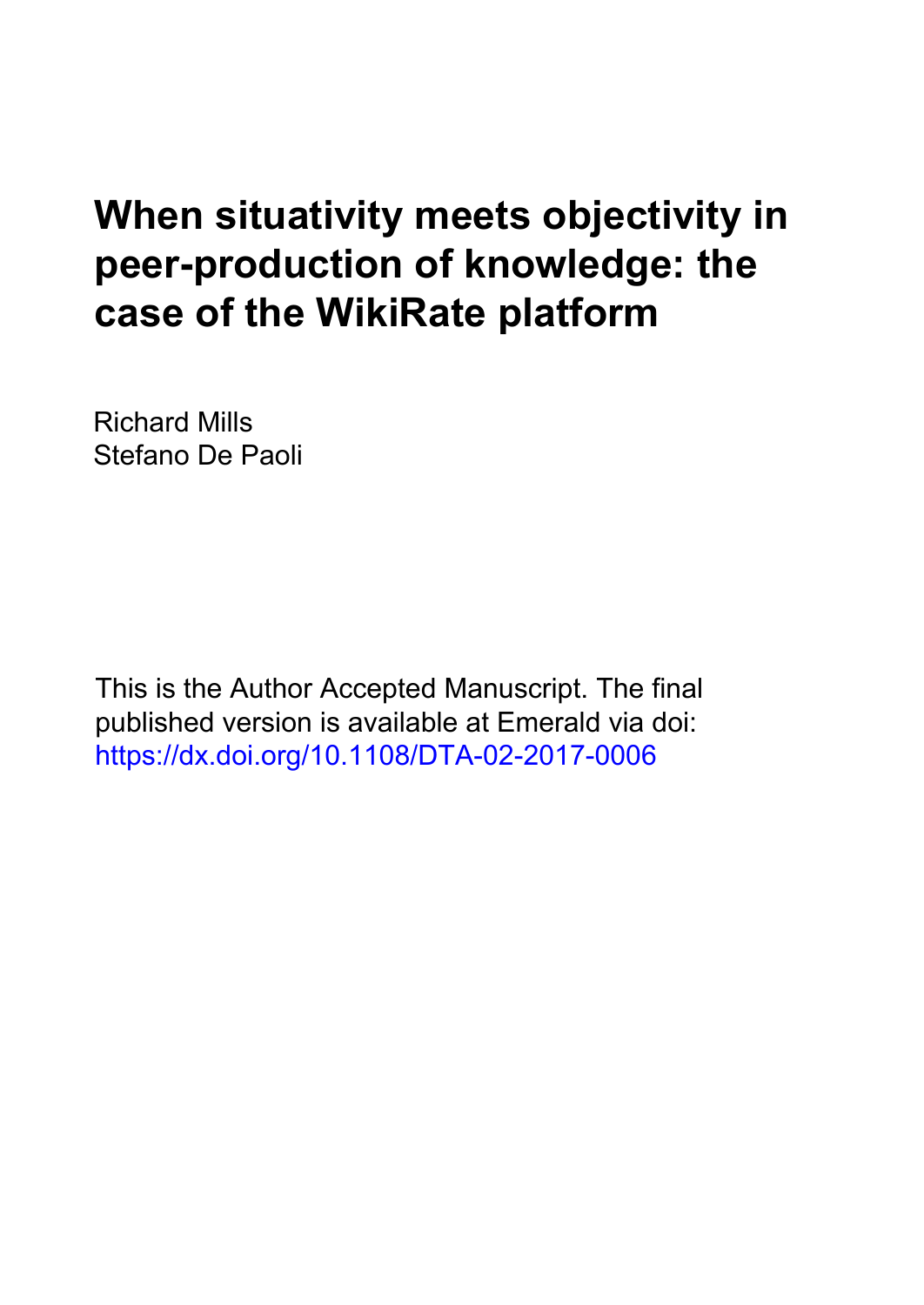# When situativity meets objectivity in peer-production of knowledge: the case of the WikiRate platform

Richard Mills
Stefano De Paoli

This is the Author Accepted Manuscript. The final published version is available at Emerald via doi: https://dx.doi.org/10.1108/DTA-02-2017-0006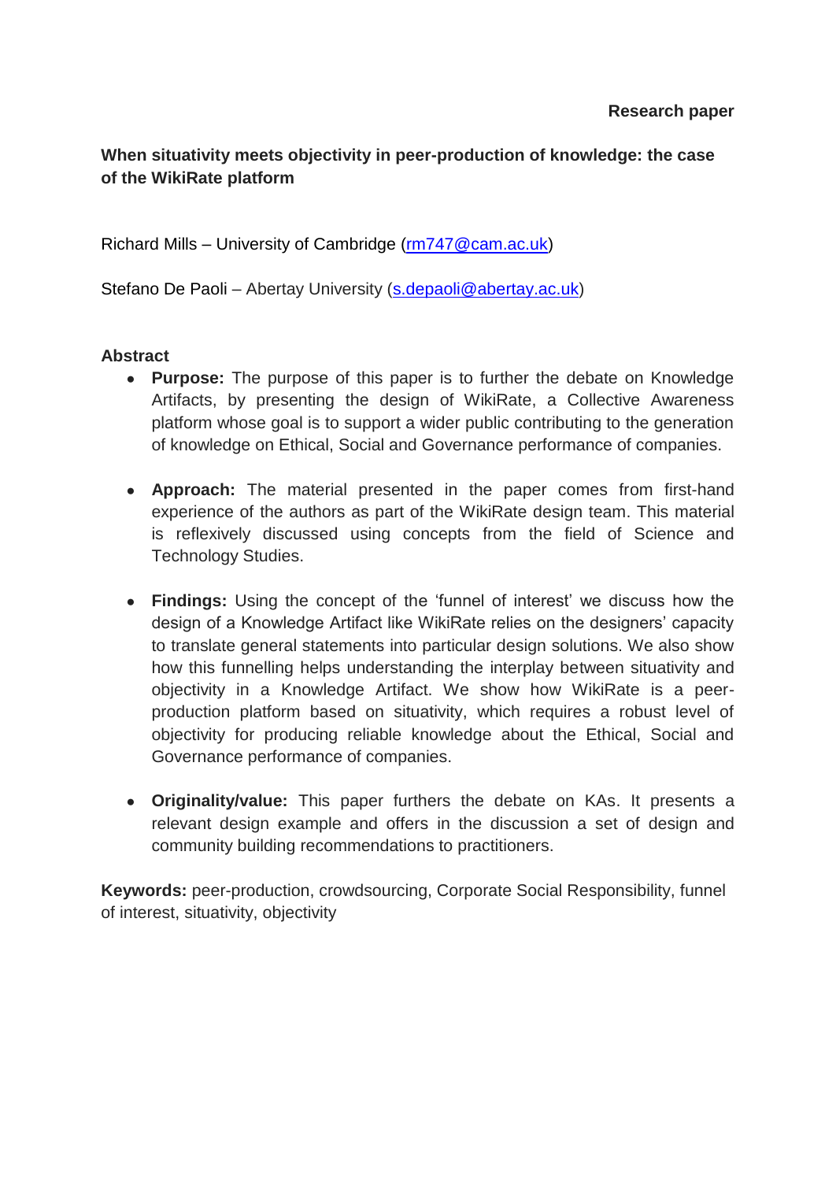**Research paper**

**When situativity meets objectivity in peer-production of knowledge: the case of the WikiRate platform**

Richard Mills – University of Cambridge (rm747@cam.ac.uk)

Stefano De Paoli – Abertay University (s.depaoli@abertay.ac.uk)

**Abstract**

- **Purpose:** The purpose of this paper is to further the debate on Knowledge Artifacts, by presenting the design of WikiRate, a Collective Awareness platform whose goal is to support a wider public contributing to the generation of knowledge on Ethical, Social and Governance performance of companies.

- **Approach:** The material presented in the paper comes from first-hand experience of the authors as part of the WikiRate design team. This material is reflexively discussed using concepts from the field of Science and Technology Studies.

- **Findings:** Using the concept of the 'funnel of interest' we discuss how the design of a Knowledge Artifact like WikiRate relies on the designers' capacity to translate general statements into particular design solutions. We also show how this funnelling helps understanding the interplay between situativity and objectivity in a Knowledge Artifact. We show how WikiRate is a peer-production platform based on situativity, which requires a robust level of objectivity for producing reliable knowledge about the Ethical, Social and Governance performance of companies.

- **Originality/value:** This paper furthers the debate on KAs. It presents a relevant design example and offers in the discussion a set of design and community building recommendations to practitioners.

**Keywords:** peer-production, crowdsourcing, Corporate Social Responsibility, funnel of interest, situativity, objectivity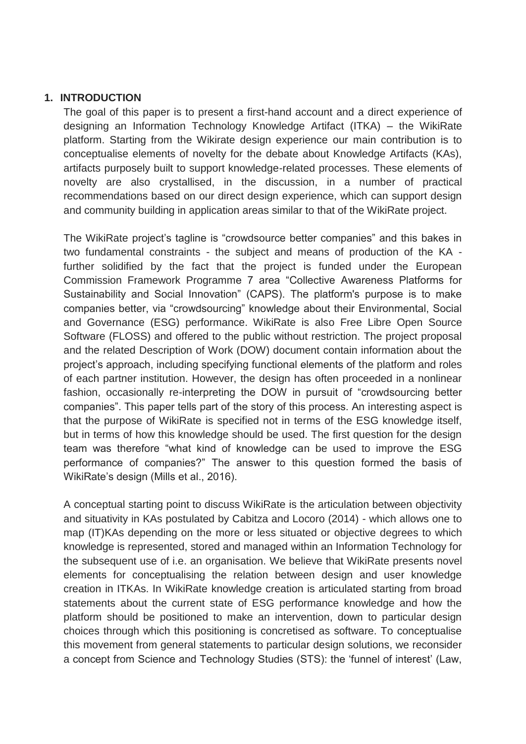## 1. INTRODUCTION

The goal of this paper is to present a first-hand account and a direct experience of designing an Information Technology Knowledge Artifact (ITKA) – the WikiRate platform. Starting from the Wikirate design experience our main contribution is to conceptualise elements of novelty for the debate about Knowledge Artifacts (KAs), artifacts purposely built to support knowledge-related processes. These elements of novelty are also crystallised, in the discussion, in a number of practical recommendations based on our direct design experience, which can support design and community building in application areas similar to that of the WikiRate project.

The WikiRate project's tagline is "crowdsource better companies" and this bakes in two fundamental constraints - the subject and means of production of the KA - further solidified by the fact that the project is funded under the European Commission Framework Programme 7 area "Collective Awareness Platforms for Sustainability and Social Innovation" (CAPS). The platform's purpose is to make companies better, via "crowdsourcing" knowledge about their Environmental, Social and Governance (ESG) performance. WikiRate is also Free Libre Open Source Software (FLOSS) and offered to the public without restriction. The project proposal and the related Description of Work (DOW) document contain information about the project's approach, including specifying functional elements of the platform and roles of each partner institution. However, the design has often proceeded in a nonlinear fashion, occasionally re-interpreting the DOW in pursuit of "crowdsourcing better companies". This paper tells part of the story of this process. An interesting aspect is that the purpose of WikiRate is specified not in terms of the ESG knowledge itself, but in terms of how this knowledge should be used. The first question for the design team was therefore "what kind of knowledge can be used to improve the ESG performance of companies?" The answer to this question formed the basis of WikiRate's design (Mills et al., 2016).

A conceptual starting point to discuss WikiRate is the articulation between objectivity and situativity in KAs postulated by Cabitza and Locoro (2014) - which allows one to map (IT)KAs depending on the more or less situated or objective degrees to which knowledge is represented, stored and managed within an Information Technology for the subsequent use of i.e. an organisation. We believe that WikiRate presents novel elements for conceptualising the relation between design and user knowledge creation in ITKAs. In WikiRate knowledge creation is articulated starting from broad statements about the current state of ESG performance knowledge and how the platform should be positioned to make an intervention, down to particular design choices through which this positioning is concretised as software. To conceptualise this movement from general statements to particular design solutions, we reconsider a concept from Science and Technology Studies (STS): the 'funnel of interest' (Law,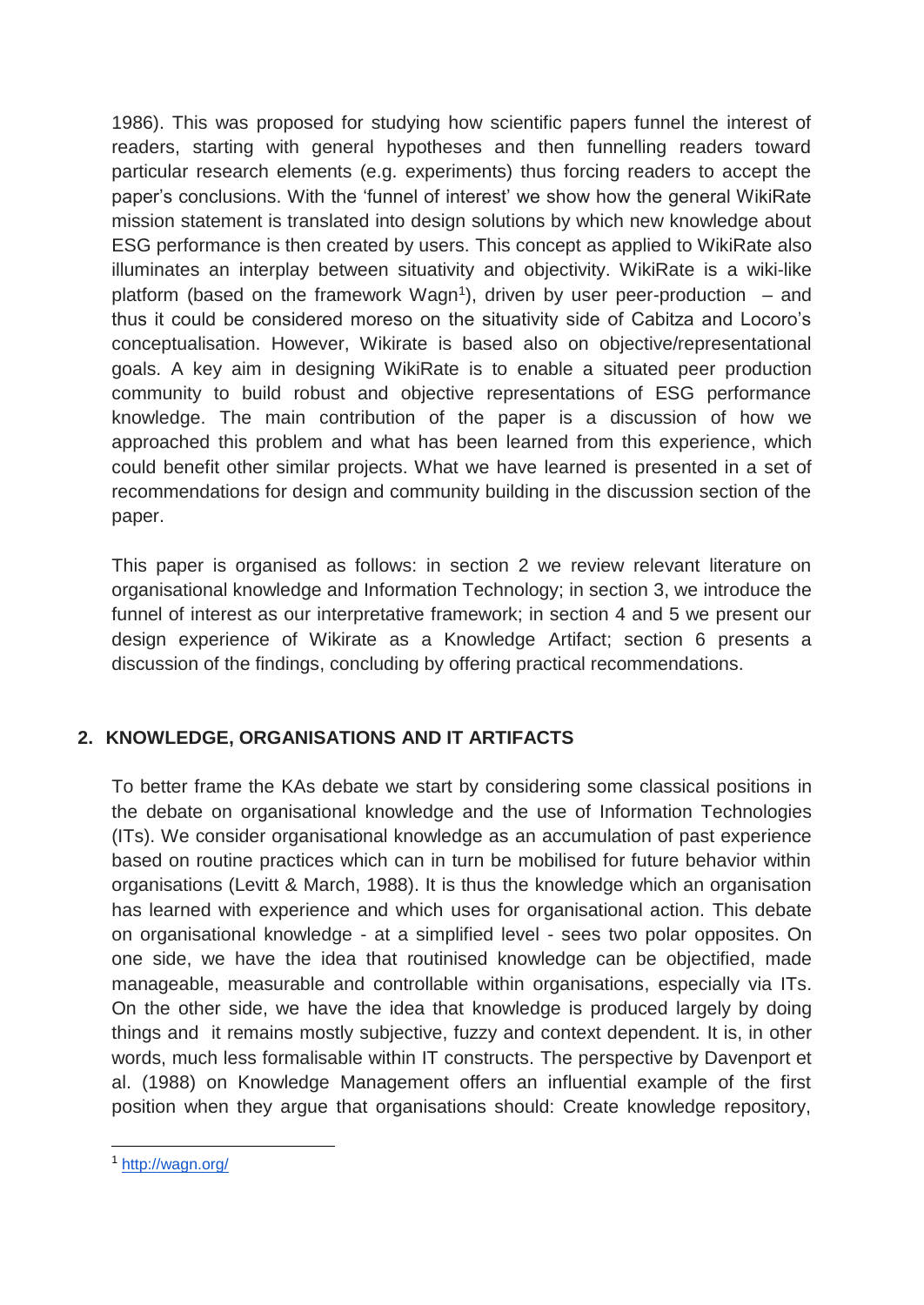1986). This was proposed for studying how scientific papers funnel the interest of readers, starting with general hypotheses and then funnelling readers toward particular research elements (e.g. experiments) thus forcing readers to accept the paper's conclusions. With the 'funnel of interest' we show how the general WikiRate mission statement is translated into design solutions by which new knowledge about ESG performance is then created by users. This concept as applied to WikiRate also illuminates an interplay between situativity and objectivity. WikiRate is a wiki-like platform (based on the framework Wagn[1]), driven by user peer-production – and thus it could be considered moreso on the situativity side of Cabitza and Locoro's conceptualisation. However, Wikirate is based also on objective/representational goals. A key aim in designing WikiRate is to enable a situated peer production community to build robust and objective representations of ESG performance knowledge. The main contribution of the paper is a discussion of how we approached this problem and what has been learned from this experience, which could benefit other similar projects. What we have learned is presented in a set of recommendations for design and community building in the discussion section of the paper.

This paper is organised as follows: in section 2 we review relevant literature on organisational knowledge and Information Technology; in section 3, we introduce the funnel of interest as our interpretative framework; in section 4 and 5 we present our design experience of Wikirate as a Knowledge Artifact; section 6 presents a discussion of the findings, concluding by offering practical recommendations.

## 2. KNOWLEDGE, ORGANISATIONS AND IT ARTIFACTS

To better frame the KAs debate we start by considering some classical positions in the debate on organisational knowledge and the use of Information Technologies (ITs). We consider organisational knowledge as an accumulation of past experience based on routine practices which can in turn be mobilised for future behavior within organisations (Levitt & March, 1988). It is thus the knowledge which an organisation has learned with experience and which uses for organisational action. This debate on organisational knowledge - at a simplified level - sees two polar opposites. On one side, we have the idea that routinised knowledge can be objectified, made manageable, measurable and controllable within organisations, especially via ITs. On the other side, we have the idea that knowledge is produced largely by doing things and it remains mostly subjective, fuzzy and context dependent. It is, in other words, much less formalisable within IT constructs. The perspective by Davenport et al. (1988) on Knowledge Management offers an influential example of the first position when they argue that organisations should: Create knowledge repository,

[1] http://wagn.org/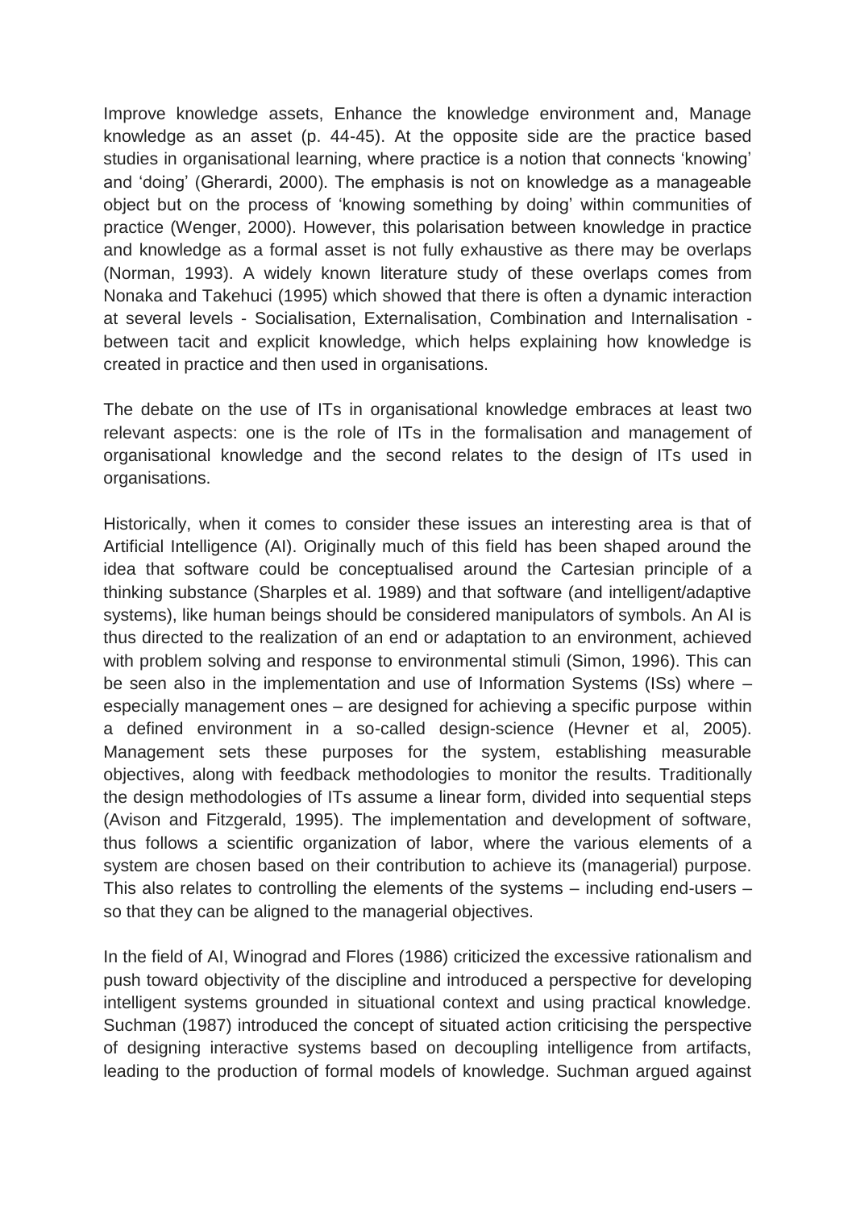Improve knowledge assets, Enhance the knowledge environment and, Manage knowledge as an asset (p. 44-45). At the opposite side are the practice based studies in organisational learning, where practice is a notion that connects 'knowing' and 'doing' (Gherardi, 2000). The emphasis is not on knowledge as a manageable object but on the process of 'knowing something by doing' within communities of practice (Wenger, 2000). However, this polarisation between knowledge in practice and knowledge as a formal asset is not fully exhaustive as there may be overlaps (Norman, 1993). A widely known literature study of these overlaps comes from Nonaka and Takehuci (1995) which showed that there is often a dynamic interaction at several levels - Socialisation, Externalisation, Combination and Internalisation - between tacit and explicit knowledge, which helps explaining how knowledge is created in practice and then used in organisations.

The debate on the use of ITs in organisational knowledge embraces at least two relevant aspects: one is the role of ITs in the formalisation and management of organisational knowledge and the second relates to the design of ITs used in organisations.

Historically, when it comes to consider these issues an interesting area is that of Artificial Intelligence (AI). Originally much of this field has been shaped around the idea that software could be conceptualised around the Cartesian principle of a thinking substance (Sharples et al. 1989) and that software (and intelligent/adaptive systems), like human beings should be considered manipulators of symbols. An AI is thus directed to the realization of an end or adaptation to an environment, achieved with problem solving and response to environmental stimuli (Simon, 1996). This can be seen also in the implementation and use of Information Systems (ISs) where – especially management ones – are designed for achieving a specific purpose within a defined environment in a so-called design-science (Hevner et al, 2005). Management sets these purposes for the system, establishing measurable objectives, along with feedback methodologies to monitor the results. Traditionally the design methodologies of ITs assume a linear form, divided into sequential steps (Avison and Fitzgerald, 1995). The implementation and development of software, thus follows a scientific organization of labor, where the various elements of a system are chosen based on their contribution to achieve its (managerial) purpose. This also relates to controlling the elements of the systems – including end-users – so that they can be aligned to the managerial objectives.

In the field of AI, Winograd and Flores (1986) criticized the excessive rationalism and push toward objectivity of the discipline and introduced a perspective for developing intelligent systems grounded in situational context and using practical knowledge. Suchman (1987) introduced the concept of situated action criticising the perspective of designing interactive systems based on decoupling intelligence from artifacts, leading to the production of formal models of knowledge. Suchman argued against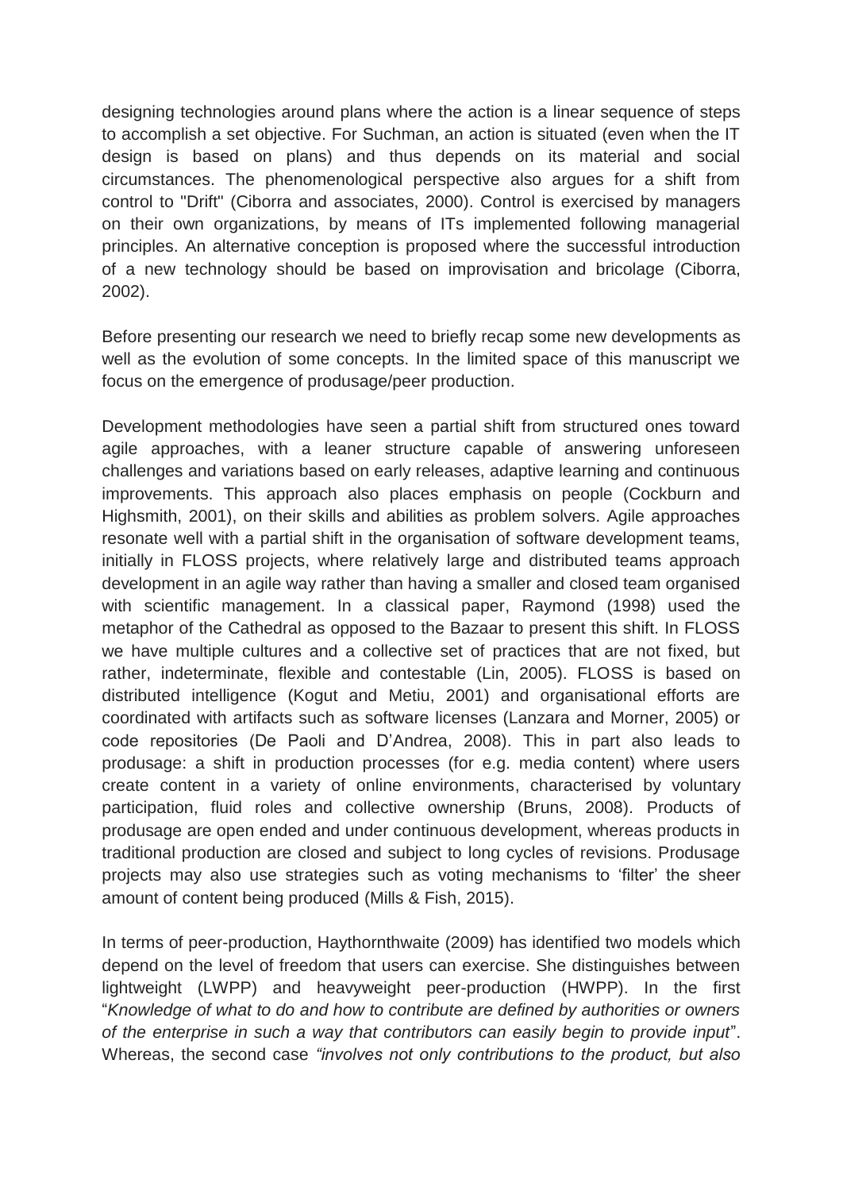designing technologies around plans where the action is a linear sequence of steps to accomplish a set objective. For Suchman, an action is situated (even when the IT design is based on plans) and thus depends on its material and social circumstances. The phenomenological perspective also argues for a shift from control to "Drift" (Ciborra and associates, 2000). Control is exercised by managers on their own organizations, by means of ITs implemented following managerial principles. An alternative conception is proposed where the successful introduction of a new technology should be based on improvisation and bricolage (Ciborra, 2002).

Before presenting our research we need to briefly recap some new developments as well as the evolution of some concepts. In the limited space of this manuscript we focus on the emergence of produsage/peer production.

Development methodologies have seen a partial shift from structured ones toward agile approaches, with a leaner structure capable of answering unforeseen challenges and variations based on early releases, adaptive learning and continuous improvements. This approach also places emphasis on people (Cockburn and Highsmith, 2001), on their skills and abilities as problem solvers. Agile approaches resonate well with a partial shift in the organisation of software development teams, initially in FLOSS projects, where relatively large and distributed teams approach development in an agile way rather than having a smaller and closed team organised with scientific management. In a classical paper, Raymond (1998) used the metaphor of the Cathedral as opposed to the Bazaar to present this shift. In FLOSS we have multiple cultures and a collective set of practices that are not fixed, but rather, indeterminate, flexible and contestable (Lin, 2005). FLOSS is based on distributed intelligence (Kogut and Metiu, 2001) and organisational efforts are coordinated with artifacts such as software licenses (Lanzara and Morner, 2005) or code repositories (De Paoli and D'Andrea, 2008). This in part also leads to produsage: a shift in production processes (for e.g. media content) where users create content in a variety of online environments, characterised by voluntary participation, fluid roles and collective ownership (Bruns, 2008). Products of produsage are open ended and under continuous development, whereas products in traditional production are closed and subject to long cycles of revisions. Produsage projects may also use strategies such as voting mechanisms to 'filter' the sheer amount of content being produced (Mills & Fish, 2015).

In terms of peer-production, Haythornthwaite (2009) has identified two models which depend on the level of freedom that users can exercise. She distinguishes between lightweight (LWPP) and heavyweight peer-production (HWPP). In the first "*Knowledge of what to do and how to contribute are defined by authorities or owners of the enterprise in such a way that contributors can easily begin to provide input*". Whereas, the second case *"involves not only contributions to the product, but also*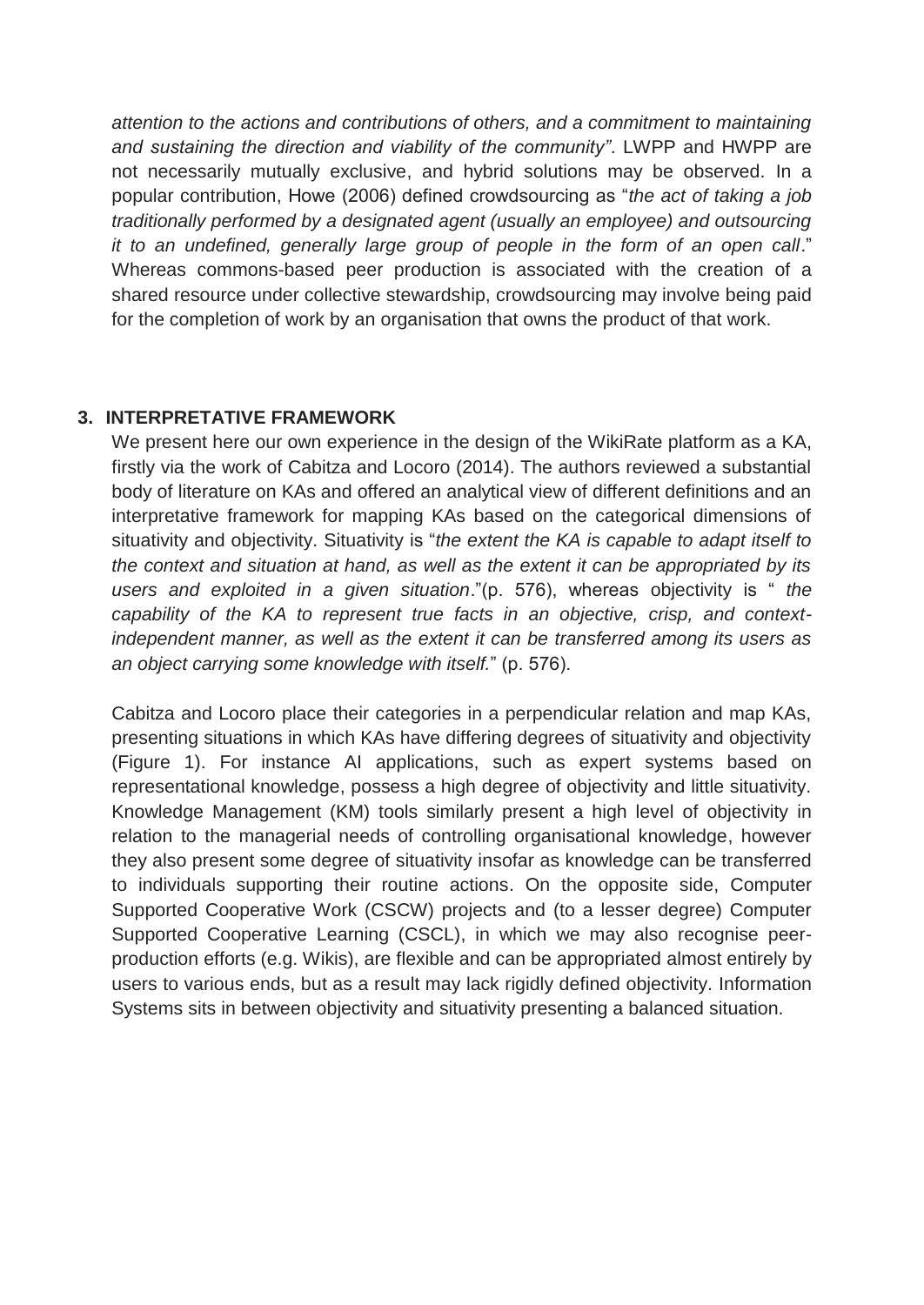*attention to the actions and contributions of others, and a commitment to maintaining and sustaining the direction and viability of the community"*. LWPP and HWPP are not necessarily mutually exclusive, and hybrid solutions may be observed. In a popular contribution, Howe (2006) defined crowdsourcing as "*the act of taking a job traditionally performed by a designated agent (usually an employee) and outsourcing it to an undefined, generally large group of people in the form of an open call*." Whereas commons-based peer production is associated with the creation of a shared resource under collective stewardship, crowdsourcing may involve being paid for the completion of work by an organisation that owns the product of that work.

## 3. INTERPRETATIVE FRAMEWORK

We present here our own experience in the design of the WikiRate platform as a KA, firstly via the work of Cabitza and Locoro (2014). The authors reviewed a substantial body of literature on KAs and offered an analytical view of different definitions and an interpretative framework for mapping KAs based on the categorical dimensions of situativity and objectivity. Situativity is "*the extent the KA is capable to adapt itself to the context and situation at hand, as well as the extent it can be appropriated by its users and exploited in a given situation*."(p. 576), whereas objectivity is " *the capability of the KA to represent true facts in an objective, crisp, and context-independent manner, as well as the extent it can be transferred among its users as an object carrying some knowledge with itself.*" (p. 576).

Cabitza and Locoro place their categories in a perpendicular relation and map KAs, presenting situations in which KAs have differing degrees of situativity and objectivity (Figure 1). For instance AI applications, such as expert systems based on representational knowledge, possess a high degree of objectivity and little situativity. Knowledge Management (KM) tools similarly present a high level of objectivity in relation to the managerial needs of controlling organisational knowledge, however they also present some degree of situativity insofar as knowledge can be transferred to individuals supporting their routine actions. On the opposite side, Computer Supported Cooperative Work (CSCW) projects and (to a lesser degree) Computer Supported Cooperative Learning (CSCL), in which we may also recognise peer-production efforts (e.g. Wikis), are flexible and can be appropriated almost entirely by users to various ends, but as a result may lack rigidly defined objectivity. Information Systems sits in between objectivity and situativity presenting a balanced situation.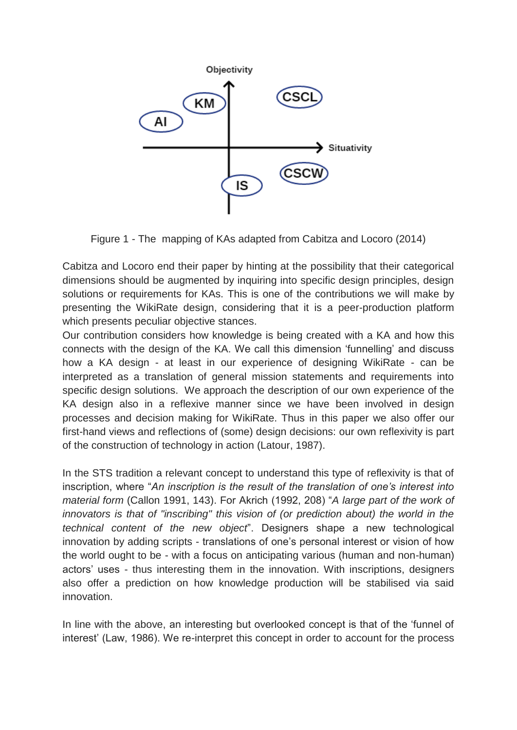Objectivity

Situativity

KM

CSCL

AI

IS

CSCW

Figure 1 - The mapping of KAs adapted from Cabitza and Locoro (2014)

Cabitza and Locoro end their paper by hinting at the possibility that their categorical dimensions should be augmented by inquiring into specific design principles, design solutions or requirements for KAs. This is one of the contributions we will make by presenting the WikiRate design, considering that it is a peer-production platform which presents peculiar objective stances.
Our contribution considers how knowledge is being created with a KA and how this connects with the design of the KA. We call this dimension 'funnelling' and discuss how a KA design - at least in our experience of designing WikiRate - can be interpreted as a translation of general mission statements and requirements into specific design solutions. We approach the description of our own experience of the KA design also in a reflexive manner since we have been involved in design processes and decision making for WikiRate. Thus in this paper we also offer our first-hand views and reflections of (some) design decisions: our own reflexivity is part of the construction of technology in action (Latour, 1987).

In the STS tradition a relevant concept to understand this type of reflexivity is that of inscription, where "*An inscription is the result of the translation of one's interest into material form* (Callon 1991, 143). For Akrich (1992, 208) "*A large part of the work of innovators is that of "inscribing" this vision of (or prediction about) the world in the technical content of the new object*". Designers shape a new technological innovation by adding scripts - translations of one's personal interest or vision of how the world ought to be - with a focus on anticipating various (human and non-human) actors' uses - thus interesting them in the innovation. With inscriptions, designers also offer a prediction on how knowledge production will be stabilised via said innovation.

In line with the above, an interesting but overlooked concept is that of the 'funnel of interest' (Law, 1986). We re-interpret this concept in order to account for the process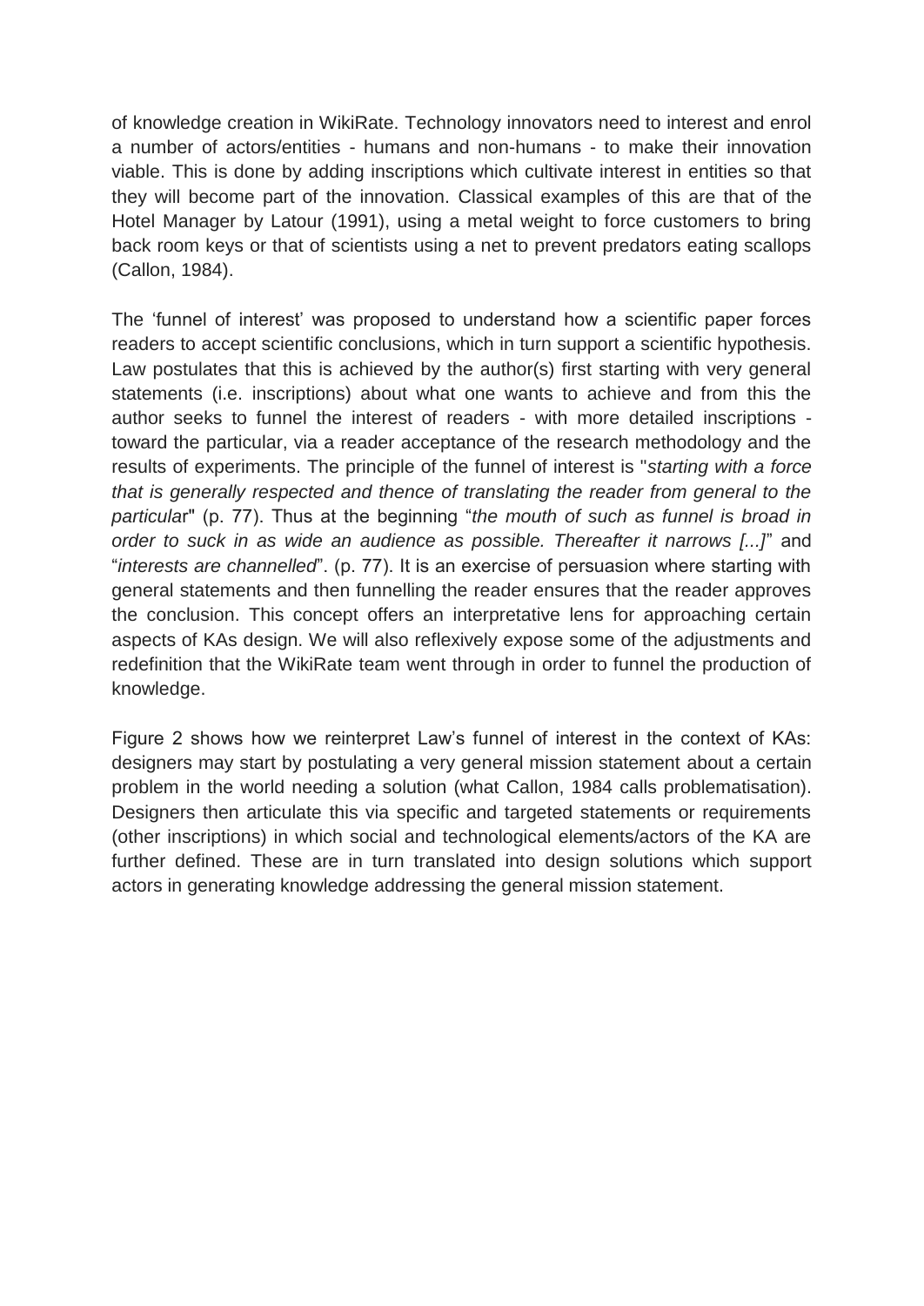of knowledge creation in WikiRate. Technology innovators need to interest and enrol a number of actors/entities - humans and non-humans - to make their innovation viable. This is done by adding inscriptions which cultivate interest in entities so that they will become part of the innovation. Classical examples of this are that of the Hotel Manager by Latour (1991), using a metal weight to force customers to bring back room keys or that of scientists using a net to prevent predators eating scallops (Callon, 1984).

The 'funnel of interest' was proposed to understand how a scientific paper forces readers to accept scientific conclusions, which in turn support a scientific hypothesis. Law postulates that this is achieved by the author(s) first starting with very general statements (i.e. inscriptions) about what one wants to achieve and from this the author seeks to funnel the interest of readers - with more detailed inscriptions - toward the particular, via a reader acceptance of the research methodology and the results of experiments. The principle of the funnel of interest is "*starting with a force that is generally respected and thence of translating the reader from general to the particular*" (p. 77). Thus at the beginning "*the mouth of such as funnel is broad in order to suck in as wide an audience as possible. Thereafter it narrows [...]*" and "*interests are channelled*". (p. 77). It is an exercise of persuasion where starting with general statements and then funnelling the reader ensures that the reader approves the conclusion. This concept offers an interpretative lens for approaching certain aspects of KAs design. We will also reflexively expose some of the adjustments and redefinition that the WikiRate team went through in order to funnel the production of knowledge.

Figure 2 shows how we reinterpret Law's funnel of interest in the context of KAs: designers may start by postulating a very general mission statement about a certain problem in the world needing a solution (what Callon, 1984 calls problematisation). Designers then articulate this via specific and targeted statements or requirements (other inscriptions) in which social and technological elements/actors of the KA are further defined. These are in turn translated into design solutions which support actors in generating knowledge addressing the general mission statement.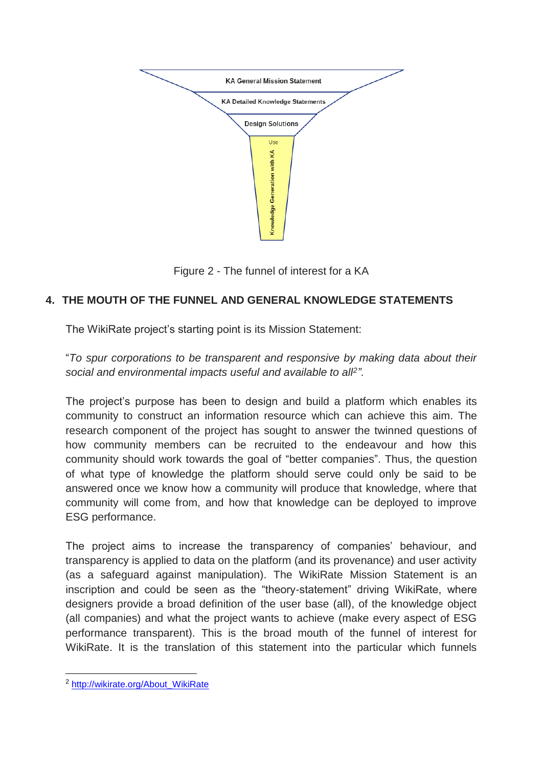KA General Mission Statement

KA Detailed Knowledge Statements

Design Solutions

Use

Knowledge Generation with KA

Figure 2 - The funnel of interest for a KA

## 4. THE MOUTH OF THE FUNNEL AND GENERAL KNOWLEDGE STATEMENTS

The WikiRate project's starting point is its Mission Statement:

"*To spur corporations to be transparent and responsive by making data about their social and environmental impacts useful and available to all[2]"*.

The project's purpose has been to design and build a platform which enables its community to construct an information resource which can achieve this aim. The research component of the project has sought to answer the twinned questions of how community members can be recruited to the endeavour and how this community should work towards the goal of "better companies". Thus, the question of what type of knowledge the platform should serve could only be said to be answered once we know how a community will produce that knowledge, where that community will come from, and how that knowledge can be deployed to improve ESG performance.

The project aims to increase the transparency of companies' behaviour, and transparency is applied to data on the platform (and its provenance) and user activity (as a safeguard against manipulation). The WikiRate Mission Statement is an inscription and could be seen as the "theory-statement" driving WikiRate, where designers provide a broad definition of the user base (all), of the knowledge object (all companies) and what the project wants to achieve (make every aspect of ESG performance transparent). This is the broad mouth of the funnel of interest for WikiRate. It is the translation of this statement into the particular which funnels

[2] http://wikirate.org/About_WikiRate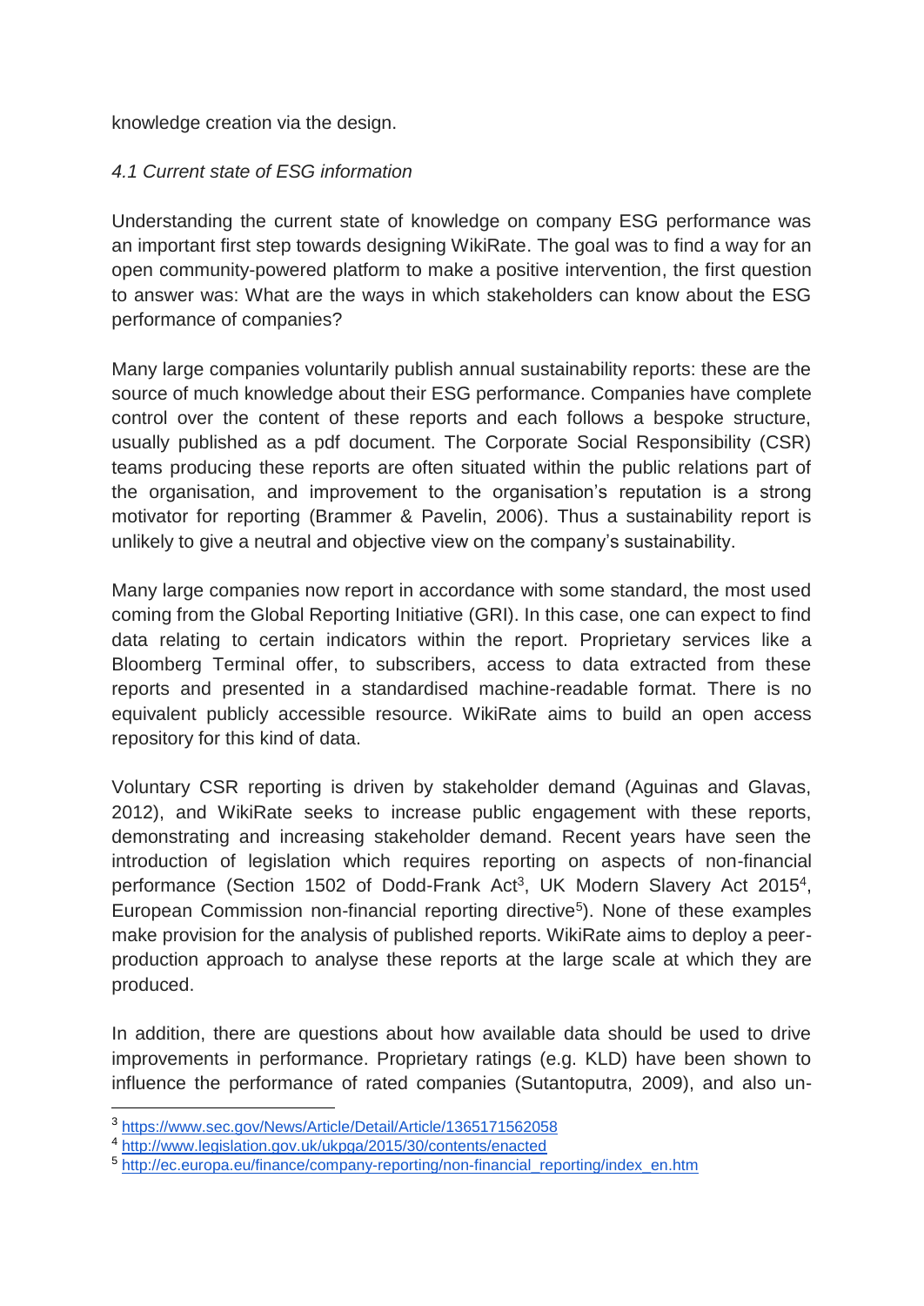knowledge creation via the design.

### *4.1 Current state of ESG information*

Understanding the current state of knowledge on company ESG performance was an important first step towards designing WikiRate. The goal was to find a way for an open community-powered platform to make a positive intervention, the first question to answer was: What are the ways in which stakeholders can know about the ESG performance of companies?

Many large companies voluntarily publish annual sustainability reports: these are the source of much knowledge about their ESG performance. Companies have complete control over the content of these reports and each follows a bespoke structure, usually published as a pdf document. The Corporate Social Responsibility (CSR) teams producing these reports are often situated within the public relations part of the organisation, and improvement to the organisation's reputation is a strong motivator for reporting (Brammer & Pavelin, 2006). Thus a sustainability report is unlikely to give a neutral and objective view on the company's sustainability.

Many large companies now report in accordance with some standard, the most used coming from the Global Reporting Initiative (GRI). In this case, one can expect to find data relating to certain indicators within the report. Proprietary services like a Bloomberg Terminal offer, to subscribers, access to data extracted from these reports and presented in a standardised machine-readable format. There is no equivalent publicly accessible resource. WikiRate aims to build an open access repository for this kind of data.

Voluntary CSR reporting is driven by stakeholder demand (Aguinas and Glavas, 2012), and WikiRate seeks to increase public engagement with these reports, demonstrating and increasing stakeholder demand. Recent years have seen the introduction of legislation which requires reporting on aspects of non-financial performance (Section 1502 of Dodd-Frank Act[3], UK Modern Slavery Act 2015[4], European Commission non-financial reporting directive[5]). None of these examples make provision for the analysis of published reports. WikiRate aims to deploy a peer-production approach to analyse these reports at the large scale at which they are produced.

In addition, there are questions about how available data should be used to drive improvements in performance. Proprietary ratings (e.g. KLD) have been shown to influence the performance of rated companies (Sutantoputra, 2009), and also un-

[3] https://www.sec.gov/News/Article/Detail/Article/1365171562058

[4] http://www.legislation.gov.uk/ukpga/2015/30/contents/enacted

[5] http://ec.europa.eu/finance/company-reporting/non-financial_reporting/index_en.htm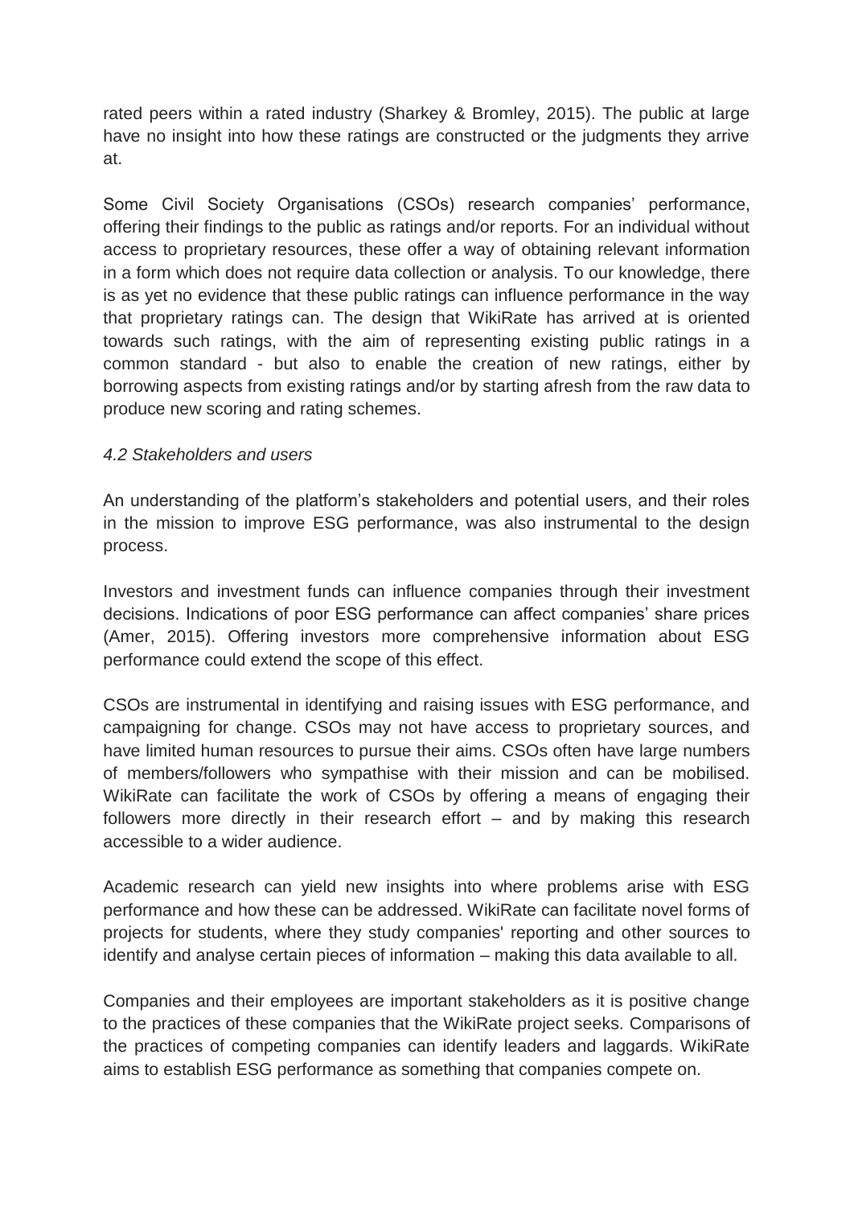rated peers within a rated industry (Sharkey & Bromley, 2015). The public at large have no insight into how these ratings are constructed or the judgments they arrive at.

Some Civil Society Organisations (CSOs) research companies' performance, offering their findings to the public as ratings and/or reports. For an individual without access to proprietary resources, these offer a way of obtaining relevant information in a form which does not require data collection or analysis. To our knowledge, there is as yet no evidence that these public ratings can influence performance in the way that proprietary ratings can. The design that WikiRate has arrived at is oriented towards such ratings, with the aim of representing existing public ratings in a common standard - but also to enable the creation of new ratings, either by borrowing aspects from existing ratings and/or by starting afresh from the raw data to produce new scoring and rating schemes.

*4.2 Stakeholders and users*

An understanding of the platform's stakeholders and potential users, and their roles in the mission to improve ESG performance, was also instrumental to the design process.

Investors and investment funds can influence companies through their investment decisions. Indications of poor ESG performance can affect companies' share prices (Amer, 2015). Offering investors more comprehensive information about ESG performance could extend the scope of this effect.

CSOs are instrumental in identifying and raising issues with ESG performance, and campaigning for change. CSOs may not have access to proprietary sources, and have limited human resources to pursue their aims. CSOs often have large numbers of members/followers who sympathise with their mission and can be mobilised. WikiRate can facilitate the work of CSOs by offering a means of engaging their followers more directly in their research effort – and by making this research accessible to a wider audience.

Academic research can yield new insights into where problems arise with ESG performance and how these can be addressed. WikiRate can facilitate novel forms of projects for students, where they study companies' reporting and other sources to identify and analyse certain pieces of information – making this data available to all.

Companies and their employees are important stakeholders as it is positive change to the practices of these companies that the WikiRate project seeks. Comparisons of the practices of competing companies can identify leaders and laggards. WikiRate aims to establish ESG performance as something that companies compete on.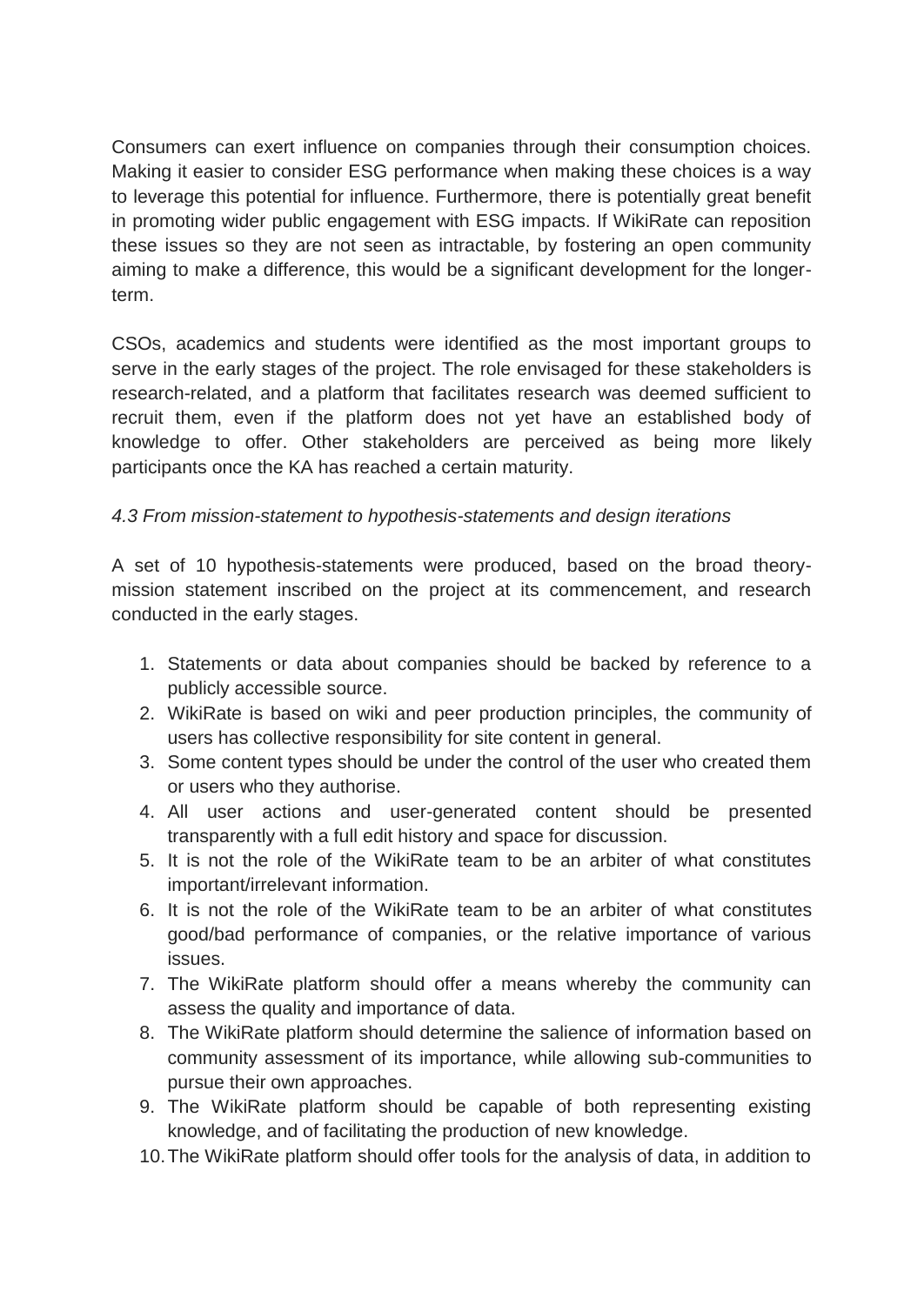Consumers can exert influence on companies through their consumption choices. Making it easier to consider ESG performance when making these choices is a way to leverage this potential for influence. Furthermore, there is potentially great benefit in promoting wider public engagement with ESG impacts. If WikiRate can reposition these issues so they are not seen as intractable, by fostering an open community aiming to make a difference, this would be a significant development for the longer-term.

CSOs, academics and students were identified as the most important groups to serve in the early stages of the project. The role envisaged for these stakeholders is research-related, and a platform that facilitates research was deemed sufficient to recruit them, even if the platform does not yet have an established body of knowledge to offer. Other stakeholders are perceived as being more likely participants once the KA has reached a certain maturity.

### *4.3 From mission-statement to hypothesis-statements and design iterations*

A set of 10 hypothesis-statements were produced, based on the broad theory-mission statement inscribed on the project at its commencement, and research conducted in the early stages.

1. Statements or data about companies should be backed by reference to a publicly accessible source.
2. WikiRate is based on wiki and peer production principles, the community of users has collective responsibility for site content in general.
3. Some content types should be under the control of the user who created them or users who they authorise.
4. All user actions and user-generated content should be presented transparently with a full edit history and space for discussion.
5. It is not the role of the WikiRate team to be an arbiter of what constitutes important/irrelevant information.
6. It is not the role of the WikiRate team to be an arbiter of what constitutes good/bad performance of companies, or the relative importance of various issues.
7. The WikiRate platform should offer a means whereby the community can assess the quality and importance of data.
8. The WikiRate platform should determine the salience of information based on community assessment of its importance, while allowing sub-communities to pursue their own approaches.
9. The WikiRate platform should be capable of both representing existing knowledge, and of facilitating the production of new knowledge.
10. The WikiRate platform should offer tools for the analysis of data, in addition to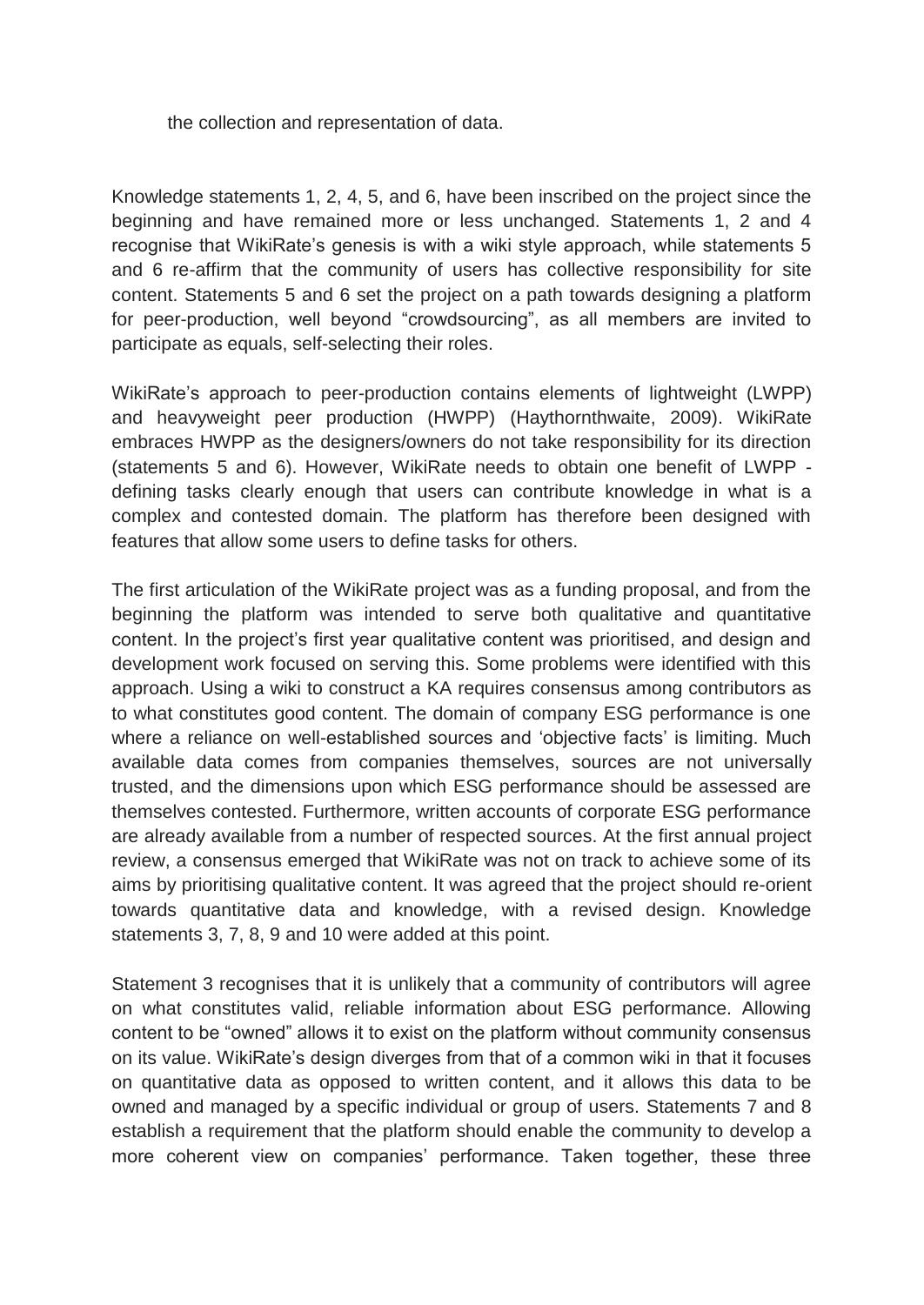the collection and representation of data.

Knowledge statements 1, 2, 4, 5, and 6, have been inscribed on the project since the beginning and have remained more or less unchanged. Statements 1, 2 and 4 recognise that WikiRate's genesis is with a wiki style approach, while statements 5 and 6 re-affirm that the community of users has collective responsibility for site content. Statements 5 and 6 set the project on a path towards designing a platform for peer-production, well beyond "crowdsourcing", as all members are invited to participate as equals, self-selecting their roles.

WikiRate's approach to peer-production contains elements of lightweight (LWPP) and heavyweight peer production (HWPP) (Haythornthwaite, 2009). WikiRate embraces HWPP as the designers/owners do not take responsibility for its direction (statements 5 and 6). However, WikiRate needs to obtain one benefit of LWPP - defining tasks clearly enough that users can contribute knowledge in what is a complex and contested domain. The platform has therefore been designed with features that allow some users to define tasks for others.

The first articulation of the WikiRate project was as a funding proposal, and from the beginning the platform was intended to serve both qualitative and quantitative content. In the project's first year qualitative content was prioritised, and design and development work focused on serving this. Some problems were identified with this approach. Using a wiki to construct a KA requires consensus among contributors as to what constitutes good content. The domain of company ESG performance is one where a reliance on well-established sources and 'objective facts' is limiting. Much available data comes from companies themselves, sources are not universally trusted, and the dimensions upon which ESG performance should be assessed are themselves contested. Furthermore, written accounts of corporate ESG performance are already available from a number of respected sources. At the first annual project review, a consensus emerged that WikiRate was not on track to achieve some of its aims by prioritising qualitative content. It was agreed that the project should re-orient towards quantitative data and knowledge, with a revised design. Knowledge statements 3, 7, 8, 9 and 10 were added at this point.

Statement 3 recognises that it is unlikely that a community of contributors will agree on what constitutes valid, reliable information about ESG performance. Allowing content to be "owned" allows it to exist on the platform without community consensus on its value. WikiRate's design diverges from that of a common wiki in that it focuses on quantitative data as opposed to written content, and it allows this data to be owned and managed by a specific individual or group of users. Statements 7 and 8 establish a requirement that the platform should enable the community to develop a more coherent view on companies' performance. Taken together, these three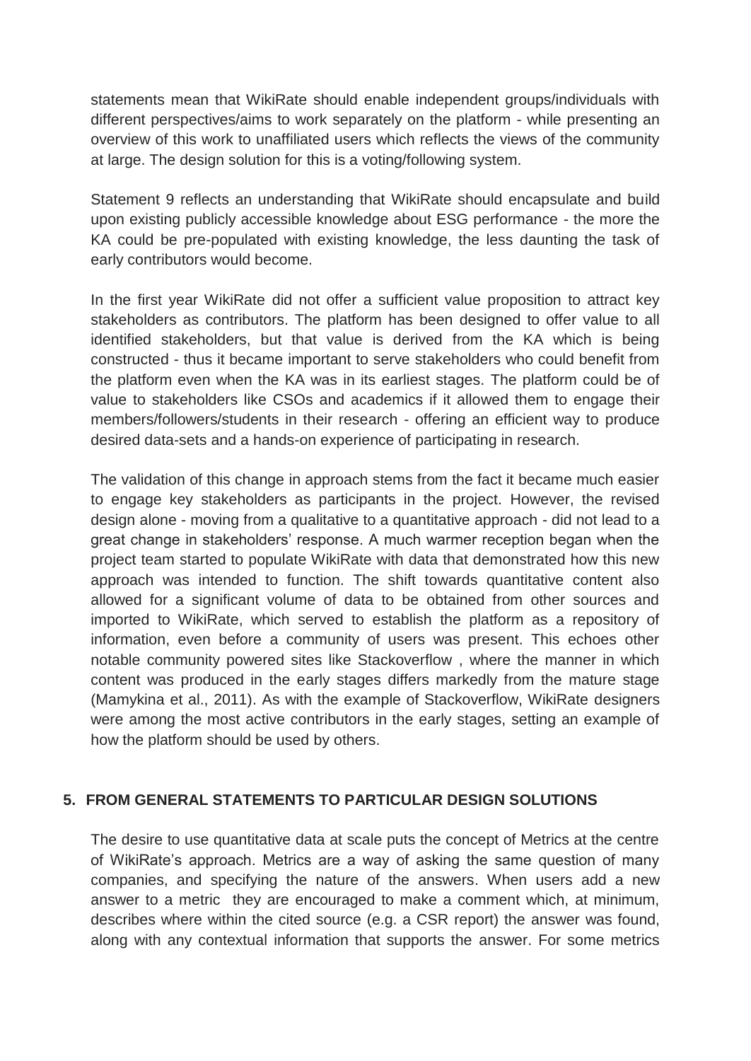statements mean that WikiRate should enable independent groups/individuals with different perspectives/aims to work separately on the platform - while presenting an overview of this work to unaffiliated users which reflects the views of the community at large. The design solution for this is a voting/following system.

Statement 9 reflects an understanding that WikiRate should encapsulate and build upon existing publicly accessible knowledge about ESG performance - the more the KA could be pre-populated with existing knowledge, the less daunting the task of early contributors would become.

In the first year WikiRate did not offer a sufficient value proposition to attract key stakeholders as contributors. The platform has been designed to offer value to all identified stakeholders, but that value is derived from the KA which is being constructed - thus it became important to serve stakeholders who could benefit from the platform even when the KA was in its earliest stages. The platform could be of value to stakeholders like CSOs and academics if it allowed them to engage their members/followers/students in their research - offering an efficient way to produce desired data-sets and a hands-on experience of participating in research.

The validation of this change in approach stems from the fact it became much easier to engage key stakeholders as participants in the project. However, the revised design alone - moving from a qualitative to a quantitative approach - did not lead to a great change in stakeholders' response. A much warmer reception began when the project team started to populate WikiRate with data that demonstrated how this new approach was intended to function. The shift towards quantitative content also allowed for a significant volume of data to be obtained from other sources and imported to WikiRate, which served to establish the platform as a repository of information, even before a community of users was present. This echoes other notable community powered sites like Stackoverflow , where the manner in which content was produced in the early stages differs markedly from the mature stage (Mamykina et al., 2011). As with the example of Stackoverflow, WikiRate designers were among the most active contributors in the early stages, setting an example of how the platform should be used by others.

## 5. FROM GENERAL STATEMENTS TO PARTICULAR DESIGN SOLUTIONS

The desire to use quantitative data at scale puts the concept of Metrics at the centre of WikiRate's approach. Metrics are a way of asking the same question of many companies, and specifying the nature of the answers. When users add a new answer to a metric they are encouraged to make a comment which, at minimum, describes where within the cited source (e.g. a CSR report) the answer was found, along with any contextual information that supports the answer. For some metrics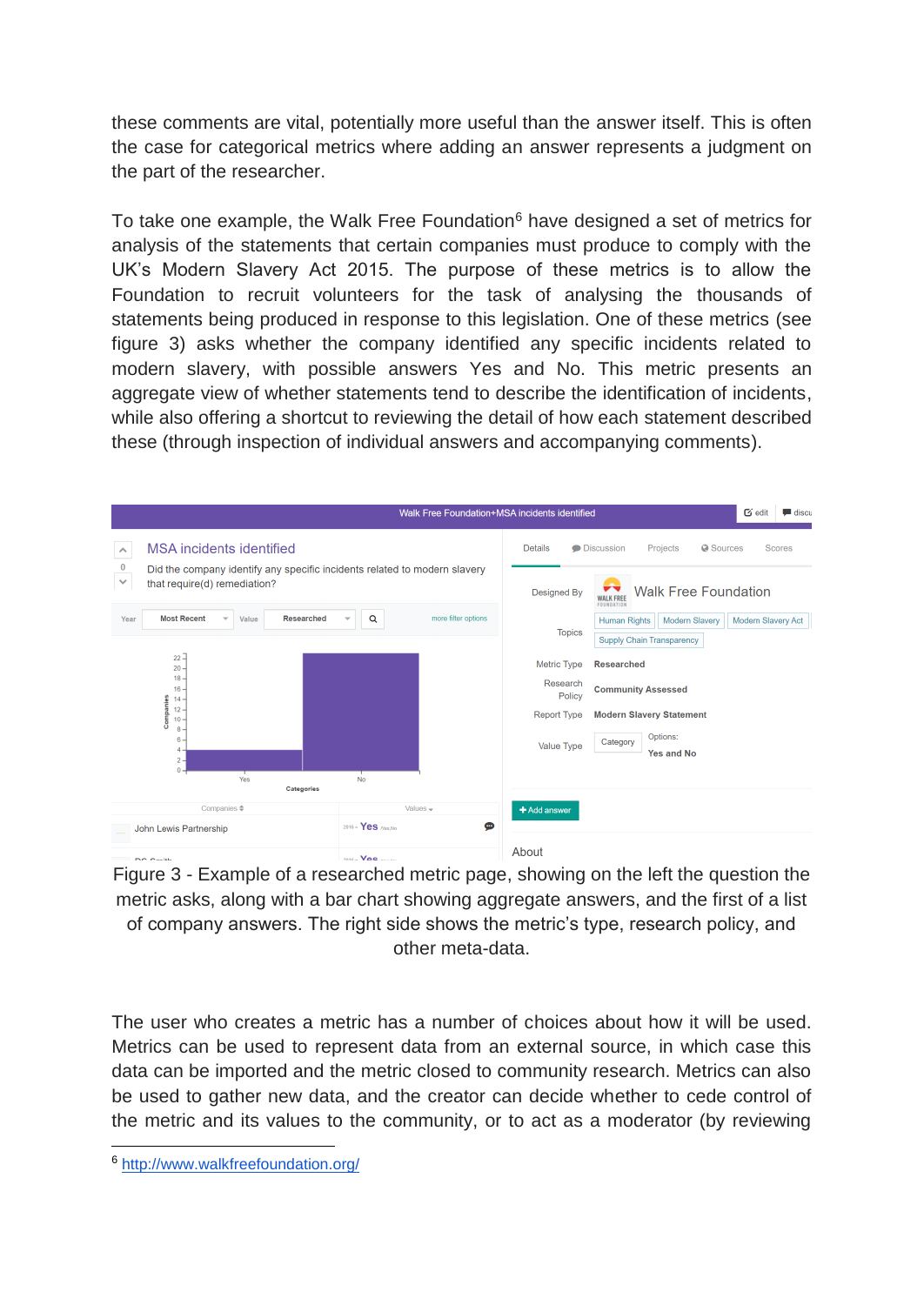these comments are vital, potentially more useful than the answer itself. This is often the case for categorical metrics where adding an answer represents a judgment on the part of the researcher.

To take one example, the Walk Free Foundation[6] have designed a set of metrics for analysis of the statements that certain companies must produce to comply with the UK's Modern Slavery Act 2015. The purpose of these metrics is to allow the Foundation to recruit volunteers for the task of analysing the thousands of statements being produced in response to this legislation. One of these metrics (see figure 3) asks whether the company identified any specific incidents related to modern slavery, with possible answers Yes and No. This metric presents an aggregate view of whether statements tend to describe the identification of incidents, while also offering a shortcut to reviewing the detail of how each statement described these (through inspection of individual answers and accompanying comments).

Figure 3 - Example of a researched metric page, showing on the left the question the metric asks, along with a bar chart showing aggregate answers, and the first of a list of company answers. The right side shows the metric's type, research policy, and other meta-data.

The user who creates a metric has a number of choices about how it will be used. Metrics can be used to represent data from an external source, in which case this data can be imported and the metric closed to community research. Metrics can also be used to gather new data, and the creator can decide whether to cede control of the metric and its values to the community, or to act as a moderator (by reviewing

[6] http://www.walkfreefoundation.org/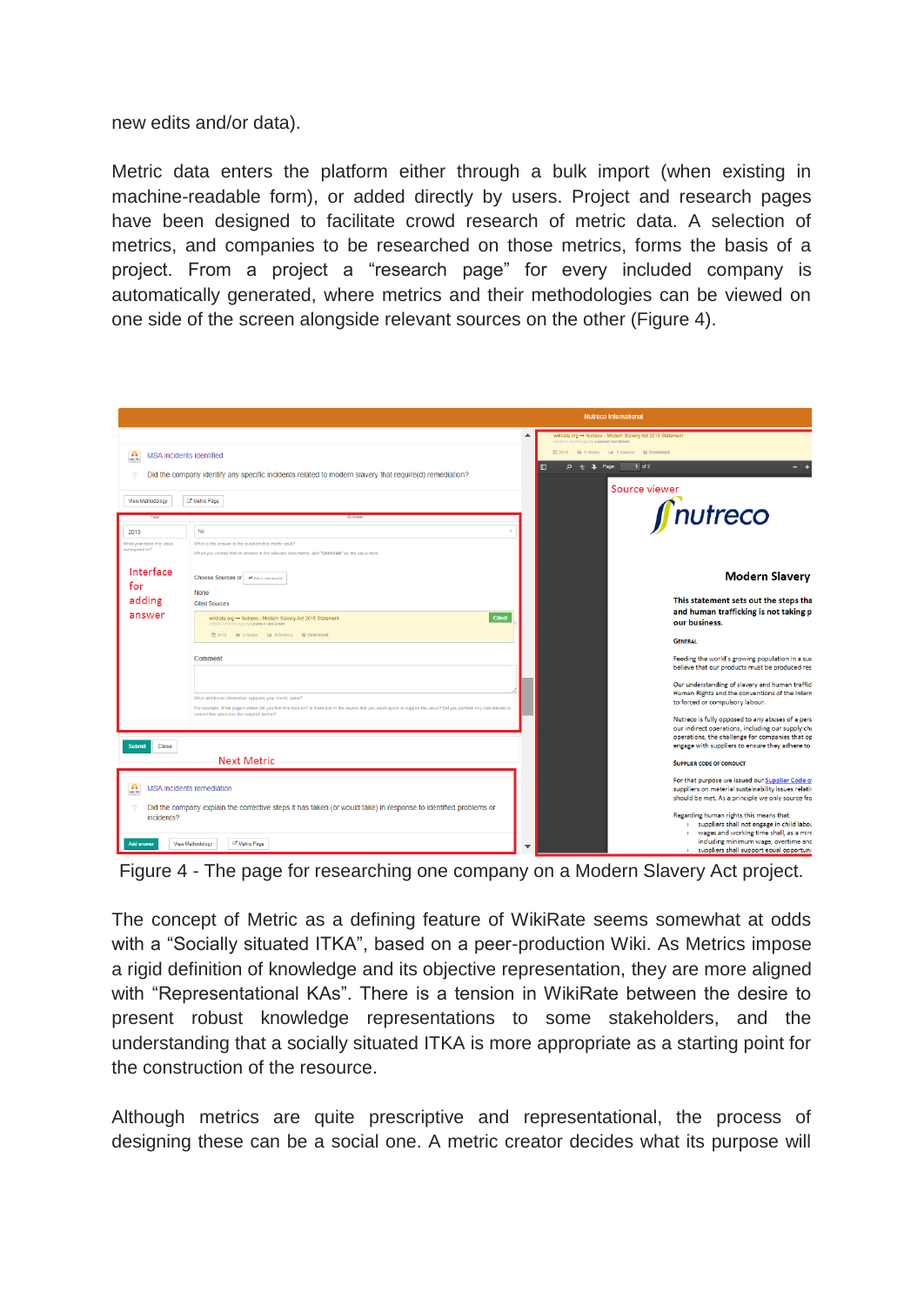new edits and/or data).

Metric data enters the platform either through a bulk import (when existing in machine-readable form), or added directly by users. Project and research pages have been designed to facilitate crowd research of metric data. A selection of metrics, and companies to be researched on those metrics, forms the basis of a project. From a project a “research page” for every included company is automatically generated, where metrics and their methodologies can be viewed on one side of the screen alongside relevant sources on the other (Figure 4).

Figure 4 - The page for researching one company on a Modern Slavery Act project.

The concept of Metric as a defining feature of WikiRate seems somewhat at odds with a “Socially situated ITKA”, based on a peer-production Wiki. As Metrics impose a rigid definition of knowledge and its objective representation, they are more aligned with “Representational KAs”. There is a tension in WikiRate between the desire to present robust knowledge representations to some stakeholders, and the understanding that a socially situated ITKA is more appropriate as a starting point for the construction of the resource.

Although metrics are quite prescriptive and representational, the process of designing these can be a social one. A metric creator decides what its purpose will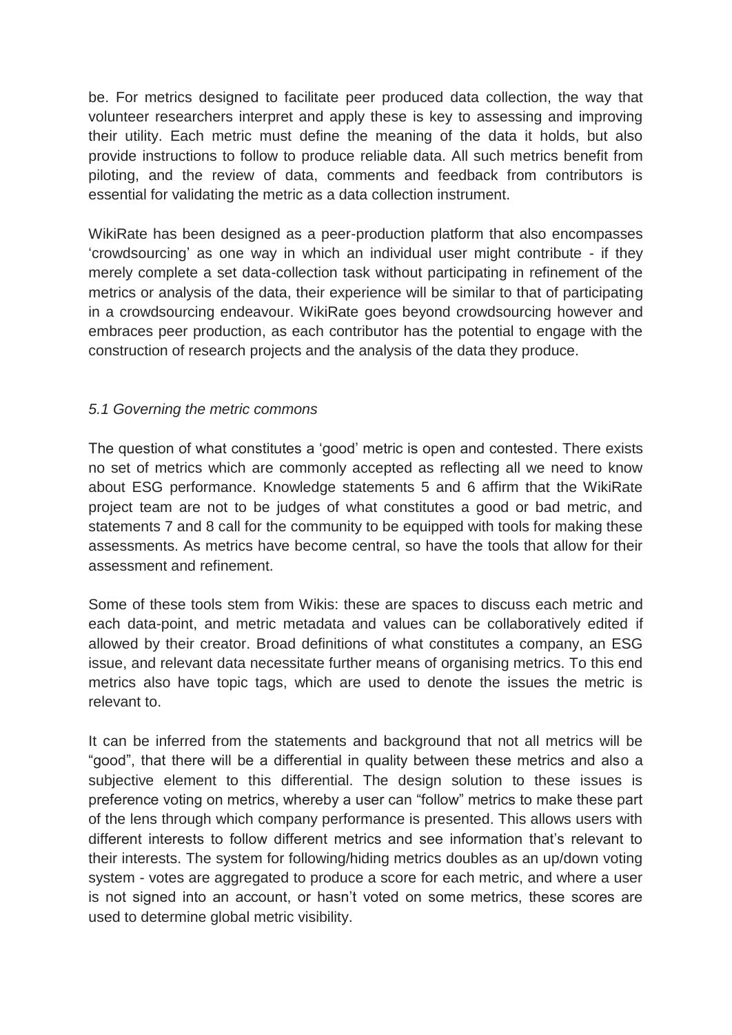be. For metrics designed to facilitate peer produced data collection, the way that volunteer researchers interpret and apply these is key to assessing and improving their utility. Each metric must define the meaning of the data it holds, but also provide instructions to follow to produce reliable data. All such metrics benefit from piloting, and the review of data, comments and feedback from contributors is essential for validating the metric as a data collection instrument.

WikiRate has been designed as a peer-production platform that also encompasses 'crowdsourcing' as one way in which an individual user might contribute - if they merely complete a set data-collection task without participating in refinement of the metrics or analysis of the data, their experience will be similar to that of participating in a crowdsourcing endeavour. WikiRate goes beyond crowdsourcing however and embraces peer production, as each contributor has the potential to engage with the construction of research projects and the analysis of the data they produce.

### *5.1 Governing the metric commons*

The question of what constitutes a 'good' metric is open and contested. There exists no set of metrics which are commonly accepted as reflecting all we need to know about ESG performance. Knowledge statements 5 and 6 affirm that the WikiRate project team are not to be judges of what constitutes a good or bad metric, and statements 7 and 8 call for the community to be equipped with tools for making these assessments. As metrics have become central, so have the tools that allow for their assessment and refinement.

Some of these tools stem from Wikis: these are spaces to discuss each metric and each data-point, and metric metadata and values can be collaboratively edited if allowed by their creator. Broad definitions of what constitutes a company, an ESG issue, and relevant data necessitate further means of organising metrics. To this end metrics also have topic tags, which are used to denote the issues the metric is relevant to.

It can be inferred from the statements and background that not all metrics will be "good", that there will be a differential in quality between these metrics and also a subjective element to this differential. The design solution to these issues is preference voting on metrics, whereby a user can "follow" metrics to make these part of the lens through which company performance is presented. This allows users with different interests to follow different metrics and see information that's relevant to their interests. The system for following/hiding metrics doubles as an up/down voting system - votes are aggregated to produce a score for each metric, and where a user is not signed into an account, or hasn't voted on some metrics, these scores are used to determine global metric visibility.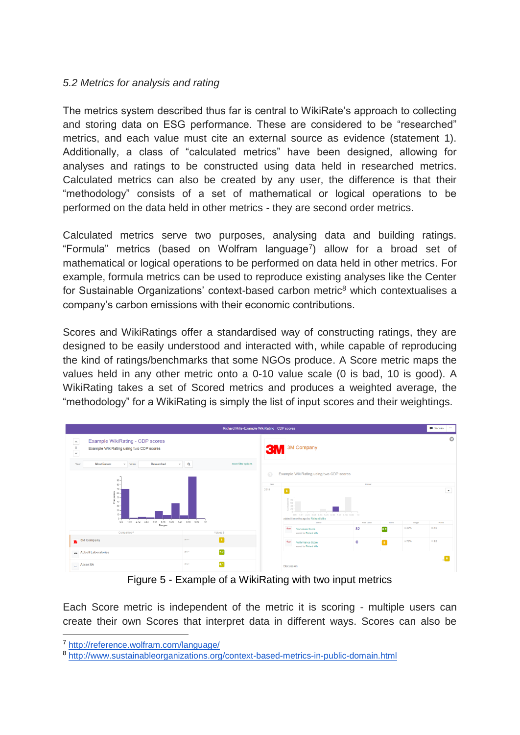*5.2 Metrics for analysis and rating*

The metrics system described thus far is central to WikiRate's approach to collecting and storing data on ESG performance. These are considered to be "researched" metrics, and each value must cite an external source as evidence (statement 1). Additionally, a class of "calculated metrics" have been designed, allowing for analyses and ratings to be constructed using data held in researched metrics. Calculated metrics can also be created by any user, the difference is that their "methodology" consists of a set of mathematical or logical operations to be performed on the data held in other metrics - they are second order metrics.

Calculated metrics serve two purposes, analysing data and building ratings. "Formula" metrics (based on Wolfram language[7]) allow for a broad set of mathematical or logical operations to be performed on data held in other metrics. For example, formula metrics can be used to reproduce existing analyses like the Center for Sustainable Organizations' context-based carbon metric[8] which contextualises a company's carbon emissions with their economic contributions.

Scores and WikiRatings offer a standardised way of constructing ratings, they are designed to be easily understood and interacted with, while capable of reproducing the kind of ratings/benchmarks that some NGOs produce. A Score metric maps the values held in any other metric onto a 0-10 value scale (0 is bad, 10 is good). A WikiRating takes a set of Scored metrics and produces a weighted average, the "methodology" for a WikiRating is simply the list of input scores and their weightings.

Figure 5 - Example of a WikiRating with two input metrics

Each Score metric is independent of the metric it is scoring - multiple users can create their own Scores that interpret data in different ways. Scores can also be

[7] http://reference.wolfram.com/language/

[8] http://www.sustainableorganizations.org/context-based-metrics-in-public-domain.html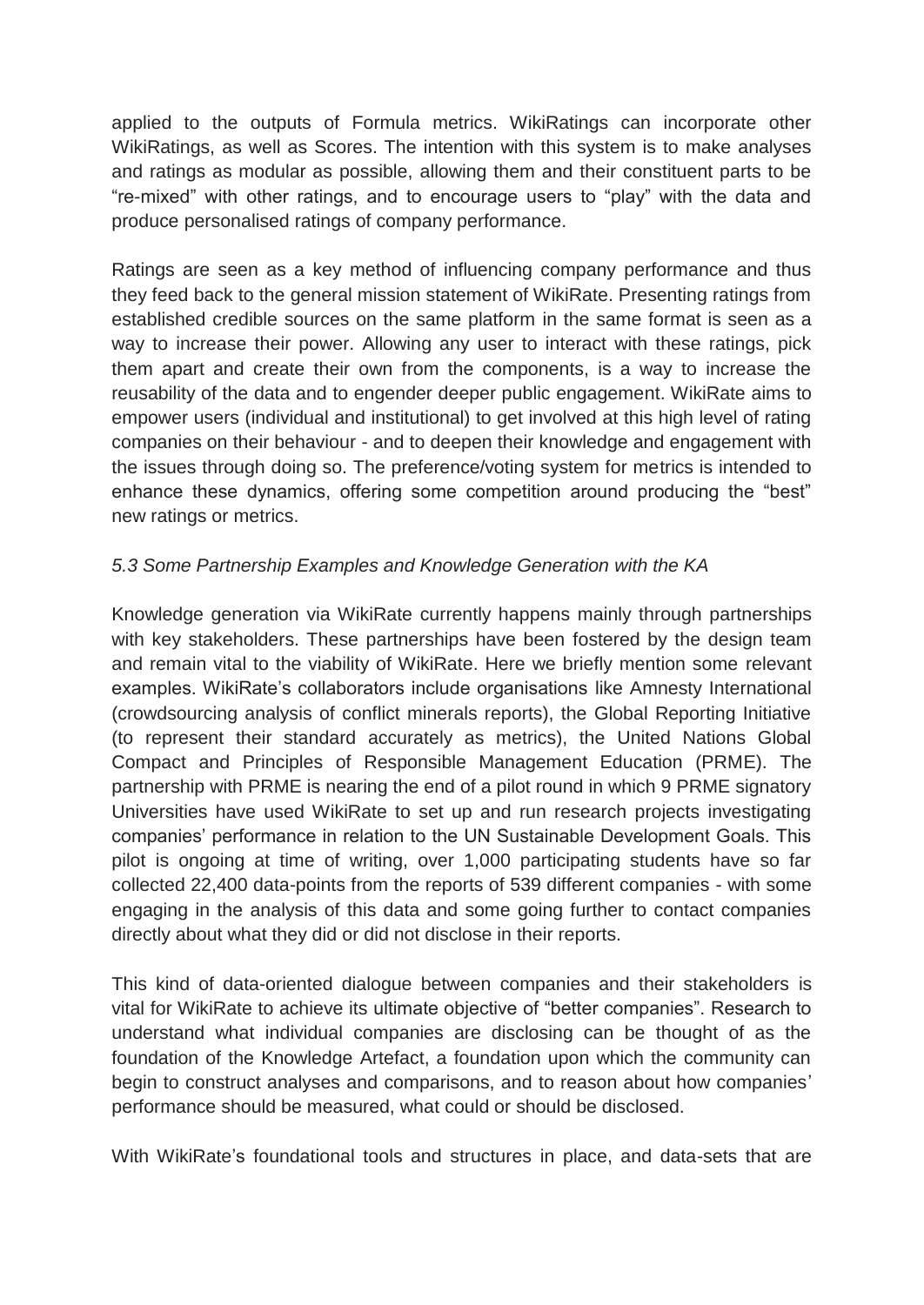applied to the outputs of Formula metrics. WikiRatings can incorporate other WikiRatings, as well as Scores. The intention with this system is to make analyses and ratings as modular as possible, allowing them and their constituent parts to be "re-mixed" with other ratings, and to encourage users to "play" with the data and produce personalised ratings of company performance.

Ratings are seen as a key method of influencing company performance and thus they feed back to the general mission statement of WikiRate. Presenting ratings from established credible sources on the same platform in the same format is seen as a way to increase their power. Allowing any user to interact with these ratings, pick them apart and create their own from the components, is a way to increase the reusability of the data and to engender deeper public engagement. WikiRate aims to empower users (individual and institutional) to get involved at this high level of rating companies on their behaviour - and to deepen their knowledge and engagement with the issues through doing so. The preference/voting system for metrics is intended to enhance these dynamics, offering some competition around producing the "best" new ratings or metrics.

### *5.3 Some Partnership Examples and Knowledge Generation with the KA*

Knowledge generation via WikiRate currently happens mainly through partnerships with key stakeholders. These partnerships have been fostered by the design team and remain vital to the viability of WikiRate. Here we briefly mention some relevant examples. WikiRate's collaborators include organisations like Amnesty International (crowdsourcing analysis of conflict minerals reports), the Global Reporting Initiative (to represent their standard accurately as metrics), the United Nations Global Compact and Principles of Responsible Management Education (PRME). The partnership with PRME is nearing the end of a pilot round in which 9 PRME signatory Universities have used WikiRate to set up and run research projects investigating companies' performance in relation to the UN Sustainable Development Goals. This pilot is ongoing at time of writing, over 1,000 participating students have so far collected 22,400 data-points from the reports of 539 different companies - with some engaging in the analysis of this data and some going further to contact companies directly about what they did or did not disclose in their reports.

This kind of data-oriented dialogue between companies and their stakeholders is vital for WikiRate to achieve its ultimate objective of "better companies". Research to understand what individual companies are disclosing can be thought of as the foundation of the Knowledge Artefact, a foundation upon which the community can begin to construct analyses and comparisons, and to reason about how companies' performance should be measured, what could or should be disclosed.

With WikiRate's foundational tools and structures in place, and data-sets that are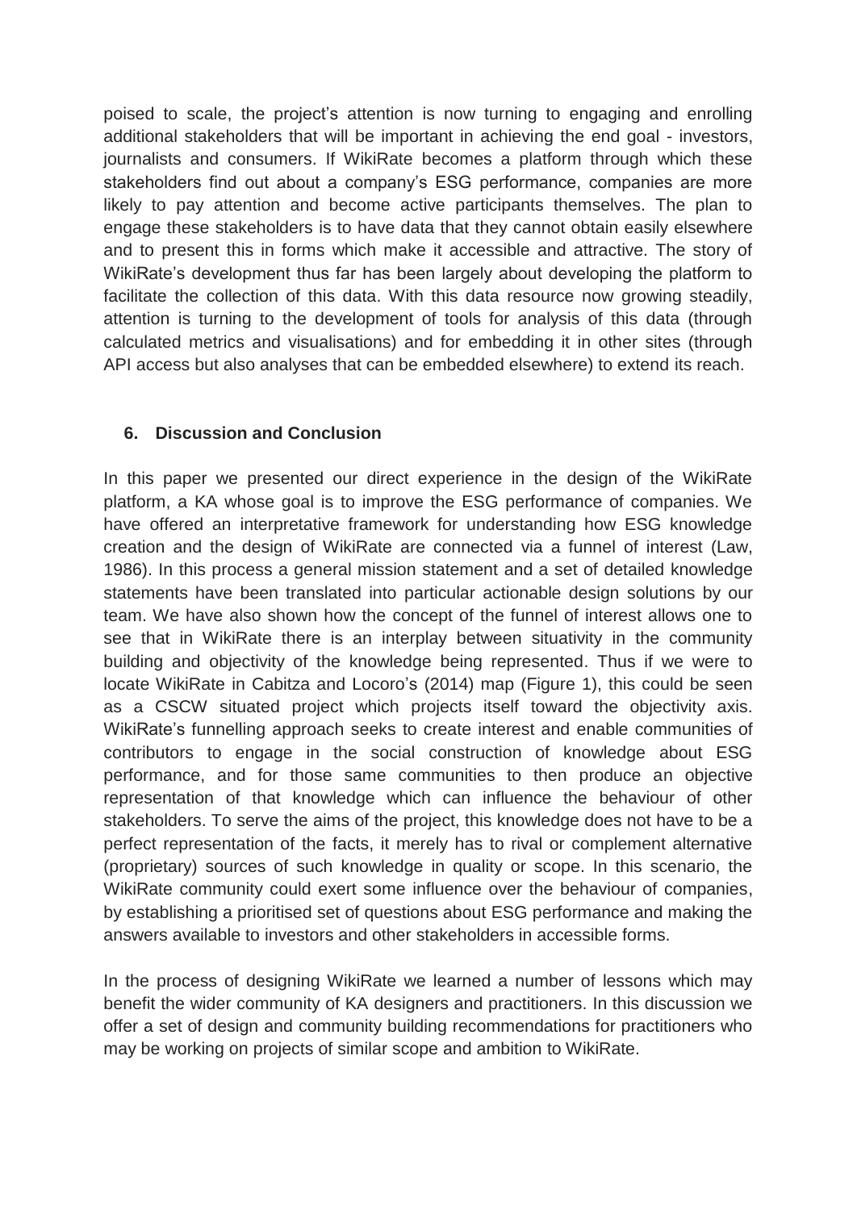poised to scale, the project's attention is now turning to engaging and enrolling additional stakeholders that will be important in achieving the end goal - investors, journalists and consumers. If WikiRate becomes a platform through which these stakeholders find out about a company's ESG performance, companies are more likely to pay attention and become active participants themselves. The plan to engage these stakeholders is to have data that they cannot obtain easily elsewhere and to present this in forms which make it accessible and attractive. The story of WikiRate's development thus far has been largely about developing the platform to facilitate the collection of this data. With this data resource now growing steadily, attention is turning to the development of tools for analysis of this data (through calculated metrics and visualisations) and for embedding it in other sites (through API access but also analyses that can be embedded elsewhere) to extend its reach.

## 6. Discussion and Conclusion

In this paper we presented our direct experience in the design of the WikiRate platform, a KA whose goal is to improve the ESG performance of companies. We have offered an interpretative framework for understanding how ESG knowledge creation and the design of WikiRate are connected via a funnel of interest (Law, 1986). In this process a general mission statement and a set of detailed knowledge statements have been translated into particular actionable design solutions by our team. We have also shown how the concept of the funnel of interest allows one to see that in WikiRate there is an interplay between situativity in the community building and objectivity of the knowledge being represented. Thus if we were to locate WikiRate in Cabitza and Locoro's (2014) map (Figure 1), this could be seen as a CSCW situated project which projects itself toward the objectivity axis. WikiRate's funnelling approach seeks to create interest and enable communities of contributors to engage in the social construction of knowledge about ESG performance, and for those same communities to then produce an objective representation of that knowledge which can influence the behaviour of other stakeholders. To serve the aims of the project, this knowledge does not have to be a perfect representation of the facts, it merely has to rival or complement alternative (proprietary) sources of such knowledge in quality or scope. In this scenario, the WikiRate community could exert some influence over the behaviour of companies, by establishing a prioritised set of questions about ESG performance and making the answers available to investors and other stakeholders in accessible forms.

In the process of designing WikiRate we learned a number of lessons which may benefit the wider community of KA designers and practitioners. In this discussion we offer a set of design and community building recommendations for practitioners who may be working on projects of similar scope and ambition to WikiRate.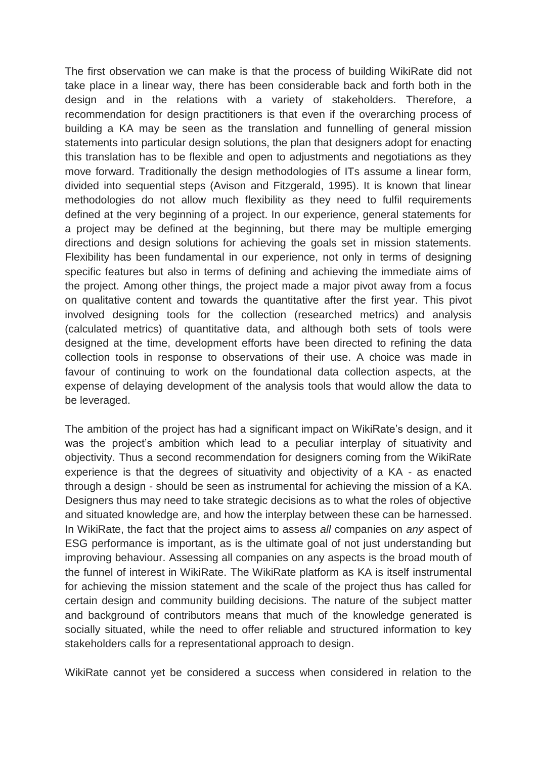The first observation we can make is that the process of building WikiRate did not take place in a linear way, there has been considerable back and forth both in the design and in the relations with a variety of stakeholders. Therefore, a recommendation for design practitioners is that even if the overarching process of building a KA may be seen as the translation and funnelling of general mission statements into particular design solutions, the plan that designers adopt for enacting this translation has to be flexible and open to adjustments and negotiations as they move forward. Traditionally the design methodologies of ITs assume a linear form, divided into sequential steps (Avison and Fitzgerald, 1995). It is known that linear methodologies do not allow much flexibility as they need to fulfil requirements defined at the very beginning of a project. In our experience, general statements for a project may be defined at the beginning, but there may be multiple emerging directions and design solutions for achieving the goals set in mission statements. Flexibility has been fundamental in our experience, not only in terms of designing specific features but also in terms of defining and achieving the immediate aims of the project. Among other things, the project made a major pivot away from a focus on qualitative content and towards the quantitative after the first year. This pivot involved designing tools for the collection (researched metrics) and analysis (calculated metrics) of quantitative data, and although both sets of tools were designed at the time, development efforts have been directed to refining the data collection tools in response to observations of their use. A choice was made in favour of continuing to work on the foundational data collection aspects, at the expense of delaying development of the analysis tools that would allow the data to be leveraged.

The ambition of the project has had a significant impact on WikiRate's design, and it was the project's ambition which lead to a peculiar interplay of situativity and objectivity. Thus a second recommendation for designers coming from the WikiRate experience is that the degrees of situativity and objectivity of a KA - as enacted through a design - should be seen as instrumental for achieving the mission of a KA. Designers thus may need to take strategic decisions as to what the roles of objective and situated knowledge are, and how the interplay between these can be harnessed. In WikiRate, the fact that the project aims to assess *all* companies on *any* aspect of ESG performance is important, as is the ultimate goal of not just understanding but improving behaviour. Assessing all companies on any aspects is the broad mouth of the funnel of interest in WikiRate. The WikiRate platform as KA is itself instrumental for achieving the mission statement and the scale of the project thus has called for certain design and community building decisions. The nature of the subject matter and background of contributors means that much of the knowledge generated is socially situated, while the need to offer reliable and structured information to key stakeholders calls for a representational approach to design.

WikiRate cannot yet be considered a success when considered in relation to the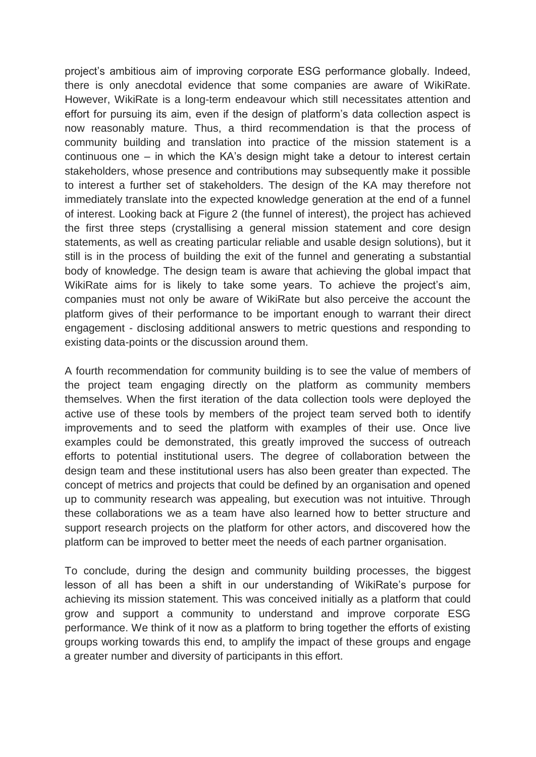project's ambitious aim of improving corporate ESG performance globally. Indeed, there is only anecdotal evidence that some companies are aware of WikiRate. However, WikiRate is a long-term endeavour which still necessitates attention and effort for pursuing its aim, even if the design of platform's data collection aspect is now reasonably mature. Thus, a third recommendation is that the process of community building and translation into practice of the mission statement is a continuous one – in which the KA's design might take a detour to interest certain stakeholders, whose presence and contributions may subsequently make it possible to interest a further set of stakeholders. The design of the KA may therefore not immediately translate into the expected knowledge generation at the end of a funnel of interest. Looking back at Figure 2 (the funnel of interest), the project has achieved the first three steps (crystallising a general mission statement and core design statements, as well as creating particular reliable and usable design solutions), but it still is in the process of building the exit of the funnel and generating a substantial body of knowledge. The design team is aware that achieving the global impact that WikiRate aims for is likely to take some years. To achieve the project's aim, companies must not only be aware of WikiRate but also perceive the account the platform gives of their performance to be important enough to warrant their direct engagement - disclosing additional answers to metric questions and responding to existing data-points or the discussion around them.

A fourth recommendation for community building is to see the value of members of the project team engaging directly on the platform as community members themselves. When the first iteration of the data collection tools were deployed the active use of these tools by members of the project team served both to identify improvements and to seed the platform with examples of their use. Once live examples could be demonstrated, this greatly improved the success of outreach efforts to potential institutional users. The degree of collaboration between the design team and these institutional users has also been greater than expected. The concept of metrics and projects that could be defined by an organisation and opened up to community research was appealing, but execution was not intuitive. Through these collaborations we as a team have also learned how to better structure and support research projects on the platform for other actors, and discovered how the platform can be improved to better meet the needs of each partner organisation.

To conclude, during the design and community building processes, the biggest lesson of all has been a shift in our understanding of WikiRate's purpose for achieving its mission statement. This was conceived initially as a platform that could grow and support a community to understand and improve corporate ESG performance. We think of it now as a platform to bring together the efforts of existing groups working towards this end, to amplify the impact of these groups and engage a greater number and diversity of participants in this effort.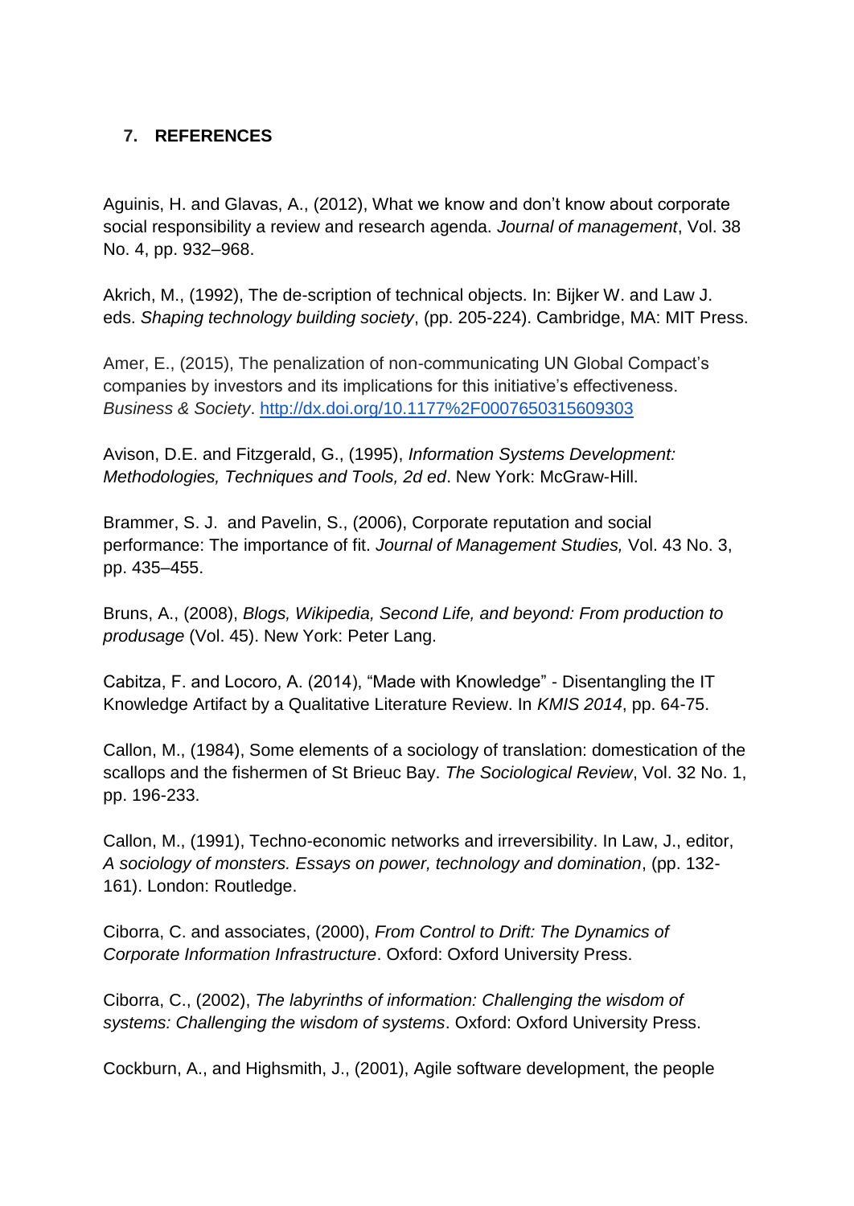## 7. REFERENCES

Aguinis, H. and Glavas, A., (2012), What we know and don't know about corporate social responsibility a review and research agenda. *Journal of management*, Vol. 38 No. 4, pp. 932–968.

Akrich, M., (1992), The de-scription of technical objects. In: Bijker W. and Law J. eds. *Shaping technology building society*, (pp. 205-224). Cambridge, MA: MIT Press.

Amer, E., (2015), The penalization of non-communicating UN Global Compact's companies by investors and its implications for this initiative's effectiveness. *Business & Society*. http://dx.doi.org/10.1177%2F0007650315609303

Avison, D.E. and Fitzgerald, G., (1995), *Information Systems Development: Methodologies, Techniques and Tools, 2d ed*. New York: McGraw-Hill.

Brammer, S. J. and Pavelin, S., (2006), Corporate reputation and social performance: The importance of fit. *Journal of Management Studies,* Vol. 43 No. 3, pp. 435–455.

Bruns, A., (2008), *Blogs, Wikipedia, Second Life, and beyond: From production to produsage* (Vol. 45). New York: Peter Lang.

Cabitza, F. and Locoro, A. (2014), "Made with Knowledge" - Disentangling the IT Knowledge Artifact by a Qualitative Literature Review. In *KMIS 2014*, pp. 64-75.

Callon, M., (1984), Some elements of a sociology of translation: domestication of the scallops and the fishermen of St Brieuc Bay. *The Sociological Review*, Vol. 32 No. 1, pp. 196-233.

Callon, M., (1991), Techno-economic networks and irreversibility. In Law, J., editor, *A sociology of monsters. Essays on power, technology and domination*, (pp. 132-161). London: Routledge.

Ciborra, C. and associates, (2000), *From Control to Drift: The Dynamics of Corporate Information Infrastructure*. Oxford: Oxford University Press.

Ciborra, C., (2002), *The labyrinths of information: Challenging the wisdom of systems: Challenging the wisdom of systems*. Oxford: Oxford University Press.

Cockburn, A., and Highsmith, J., (2001), Agile software development, the people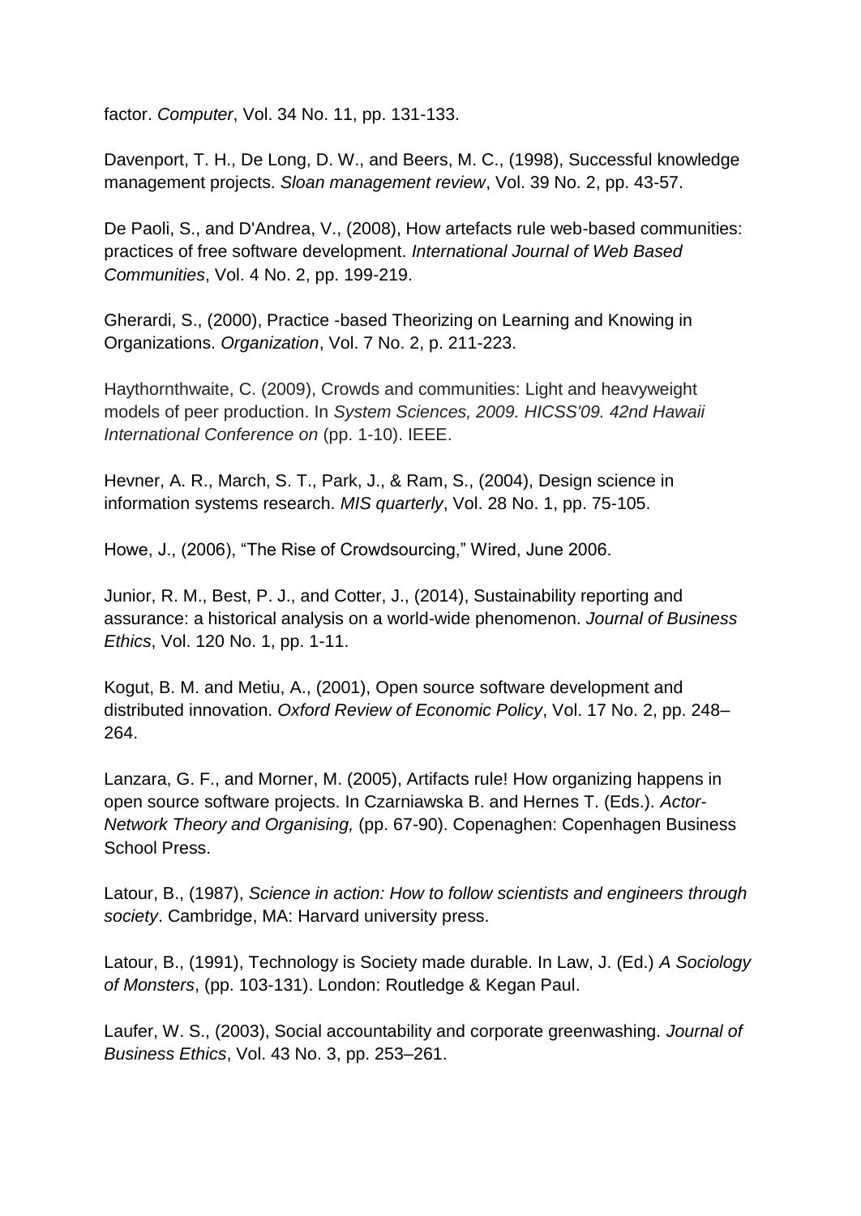factor. *Computer*, Vol. 34 No. 11, pp. 131-133.

Davenport, T. H., De Long, D. W., and Beers, M. C., (1998), Successful knowledge management projects. *Sloan management review*, Vol. 39 No. 2, pp. 43-57.

De Paoli, S., and D'Andrea, V., (2008), How artefacts rule web-based communities: practices of free software development. *International Journal of Web Based Communities*, Vol. 4 No. 2, pp. 199-219.

Gherardi, S., (2000), Practice -based Theorizing on Learning and Knowing in Organizations. *Organization*, Vol. 7 No. 2, p. 211-223.

Haythornthwaite, C. (2009), Crowds and communities: Light and heavyweight models of peer production. In *System Sciences, 2009. HICSS'09. 42nd Hawaii International Conference on* (pp. 1-10). IEEE.

Hevner, A. R., March, S. T., Park, J., & Ram, S., (2004), Design science in information systems research. *MIS quarterly*, Vol. 28 No. 1, pp. 75-105.

Howe, J., (2006), "The Rise of Crowdsourcing," Wired, June 2006.

Junior, R. M., Best, P. J., and Cotter, J., (2014), Sustainability reporting and assurance: a historical analysis on a world-wide phenomenon. *Journal of Business Ethics*, Vol. 120 No. 1, pp. 1-11.

Kogut, B. M. and Metiu, A., (2001), Open source software development and distributed innovation. *Oxford Review of Economic Policy*, Vol. 17 No. 2, pp. 248–264.

Lanzara, G. F., and Morner, M. (2005), Artifacts rule! How organizing happens in open source software projects. In Czarniawska B. and Hernes T. (Eds.). *Actor-Network Theory and Organising,* (pp. 67-90). Copenaghen: Copenhagen Business School Press.

Latour, B., (1987), *Science in action: How to follow scientists and engineers through society*. Cambridge, MA: Harvard university press.

Latour, B., (1991), Technology is Society made durable. In Law, J. (Ed.) *A Sociology of Monsters*, (pp. 103-131). London: Routledge & Kegan Paul.

Laufer, W. S., (2003), Social accountability and corporate greenwashing. *Journal of Business Ethics*, Vol. 43 No. 3, pp. 253–261.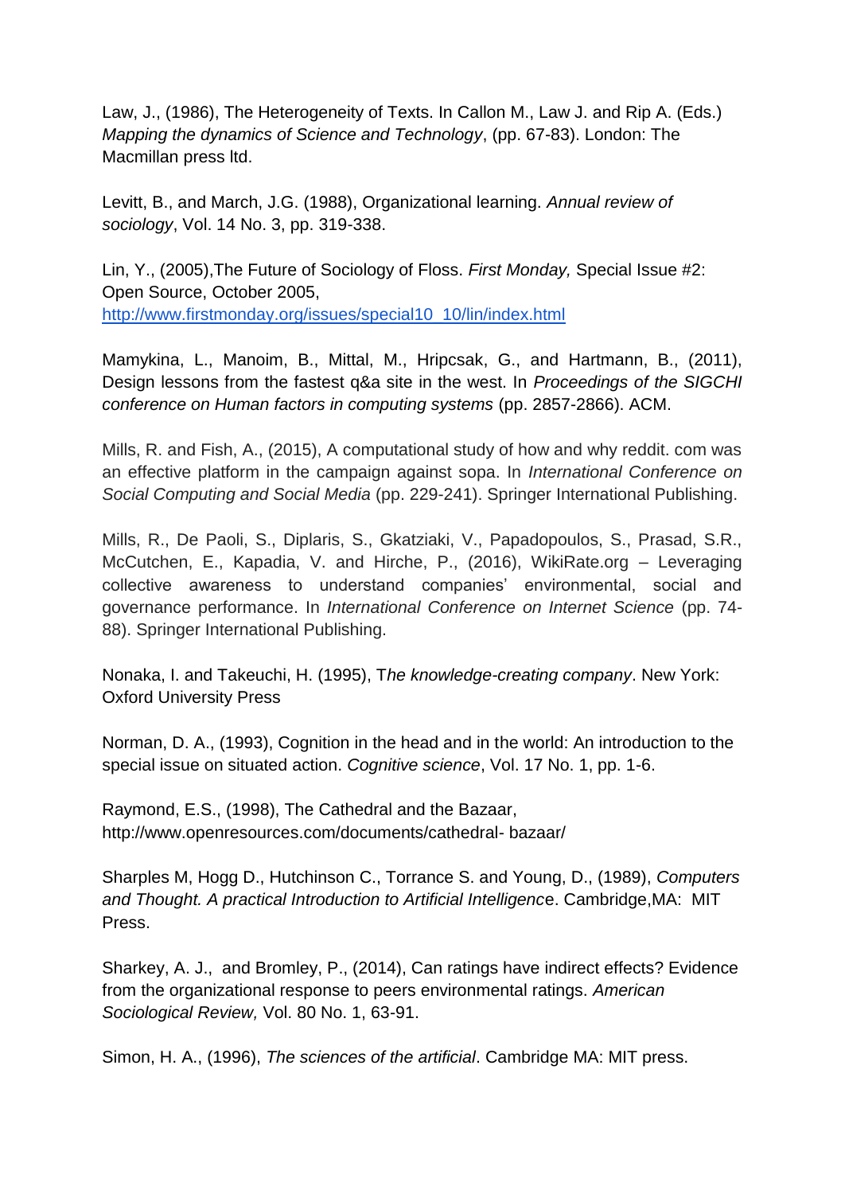Law, J., (1986), The Heterogeneity of Texts. In Callon M., Law J. and Rip A. (Eds.) *Mapping the dynamics of Science and Technology*, (pp. 67-83). London: The Macmillan press ltd.

Levitt, B., and March, J.G. (1988), Organizational learning. *Annual review of sociology*, Vol. 14 No. 3, pp. 319-338.

Lin, Y., (2005),The Future of Sociology of Floss. *First Monday,* Special Issue #2: Open Source, October 2005, http://www.firstmonday.org/issues/special10_10/lin/index.html

Mamykina, L., Manoim, B., Mittal, M., Hripcsak, G., and Hartmann, B., (2011), Design lessons from the fastest q&a site in the west. In *Proceedings of the SIGCHI conference on Human factors in computing systems* (pp. 2857-2866). ACM.

Mills, R. and Fish, A., (2015), A computational study of how and why reddit. com was an effective platform in the campaign against sopa. In *International Conference on Social Computing and Social Media* (pp. 229-241). Springer International Publishing.

Mills, R., De Paoli, S., Diplaris, S., Gkatziaki, V., Papadopoulos, S., Prasad, S.R., McCutchen, E., Kapadia, V. and Hirche, P., (2016), WikiRate.org – Leveraging collective awareness to understand companies' environmental, social and governance performance. In *International Conference on Internet Science* (pp. 74-88). Springer International Publishing.

Nonaka, I. and Takeuchi, H. (1995), T*he knowledge-creating company*. New York: Oxford University Press

Norman, D. A., (1993), Cognition in the head and in the world: An introduction to the special issue on situated action. *Cognitive science*, Vol. 17 No. 1, pp. 1-6.

Raymond, E.S., (1998), The Cathedral and the Bazaar, http://www.openresources.com/documents/cathedral- bazaar/

Sharples M, Hogg D., Hutchinson C., Torrance S. and Young, D., (1989), *Computers and Thought. A practical Introduction to Artificial Intelligence*. Cambridge,MA: MIT Press.

Sharkey, A. J., and Bromley, P., (2014), Can ratings have indirect effects? Evidence from the organizational response to peers environmental ratings. *American Sociological Review,* Vol. 80 No. 1, 63-91.

Simon, H. A., (1996), *The sciences of the artificial*. Cambridge MA: MIT press.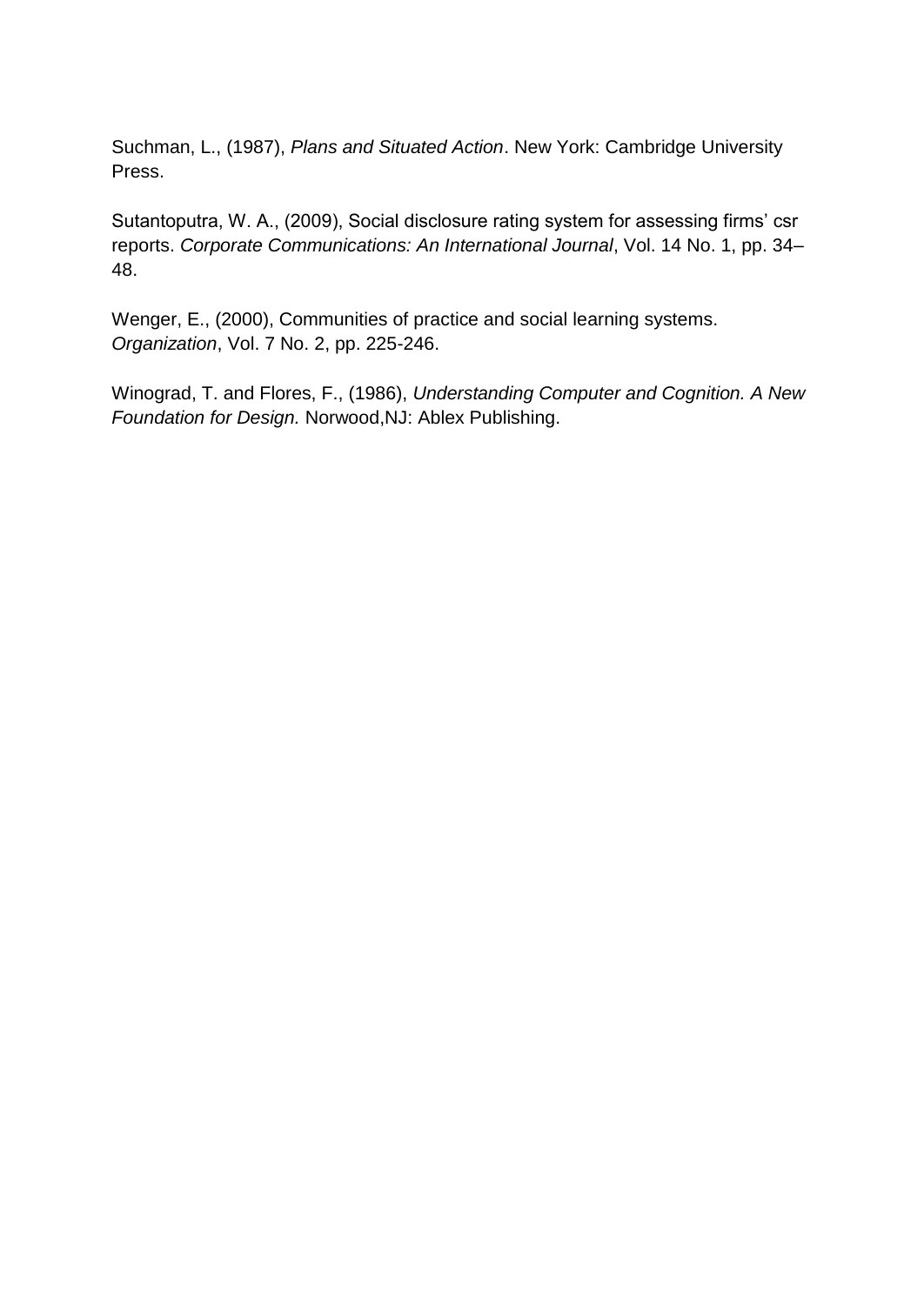Suchman, L., (1987), *Plans and Situated Action*. New York: Cambridge University Press.

Sutantoputra, W. A., (2009), Social disclosure rating system for assessing firms' csr reports. *Corporate Communications: An International Journal*, Vol. 14 No. 1, pp. 34–48.

Wenger, E., (2000), Communities of practice and social learning systems. *Organization*, Vol. 7 No. 2, pp. 225-246.

Winograd, T. and Flores, F., (1986), *Understanding Computer and Cognition. A New Foundation for Design.* Norwood,NJ: Ablex Publishing.